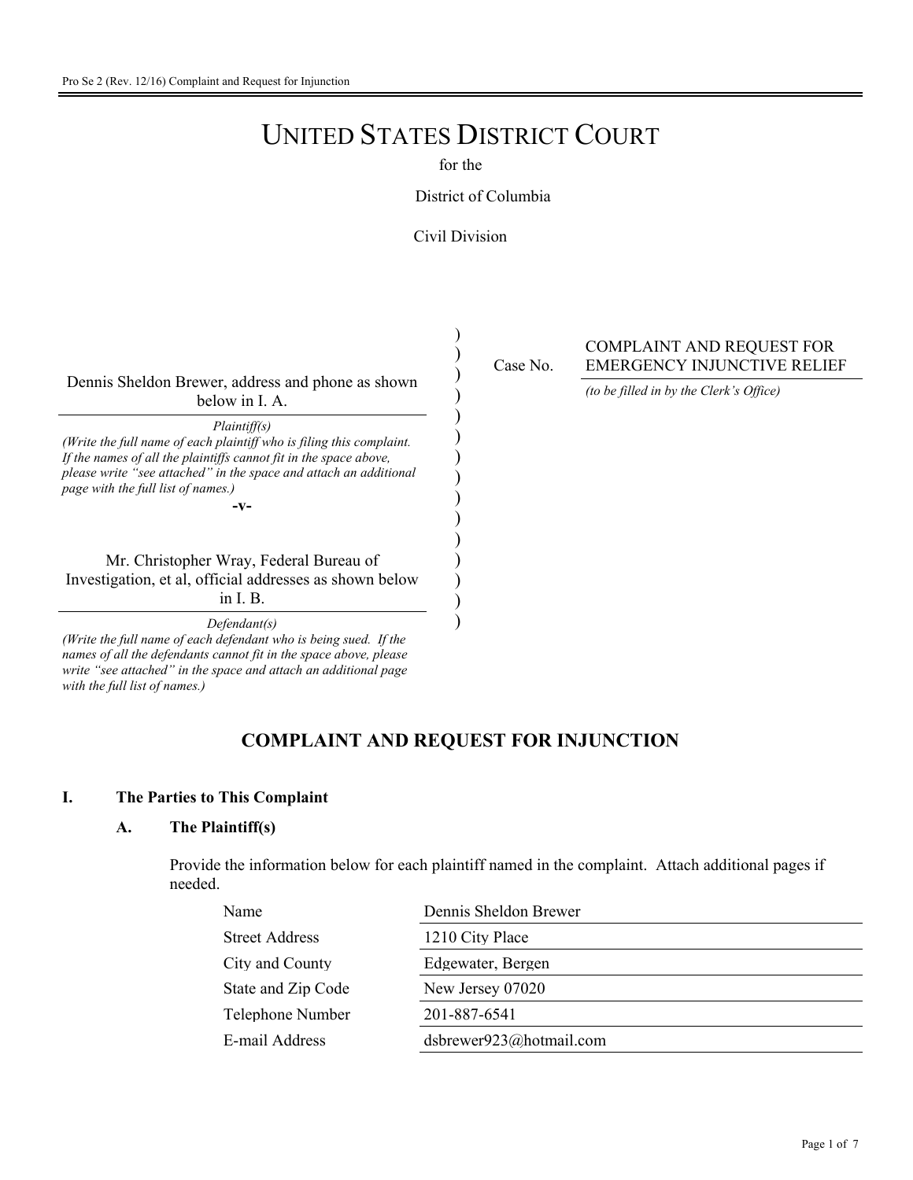Pro Se 2 (Rev. 12/16) Complaint and Request for Injunction

# UNITED STATES DISTRICT COURT

for the

District of Columbia

Civil Division

Dennis Sheldon Brewer, address and phone as shown below in I. A.

*Plaintiff(s)*
*(Write the full name of each plaintiff who is filing this complaint. If the names of all the plaintiffs cannot fit in the space above, please write "see attached" in the space and attach an additional page with the full list of names.)*

**-v-**

Mr. Christopher Wray, Federal Bureau of Investigation, et al, official addresses as shown below in I. B.

*Defendant(s)*
*(Write the full name of each defendant who is being sued. If the names of all the defendants cannot fit in the space above, please write "see attached" in the space and attach an additional page with the full list of names.)*

Case No. COMPLAINT AND REQUEST FOR EMERGENCY INJUNCTIVE RELIEF

*(to be filled in by the Clerk's Office)*

## COMPLAINT AND REQUEST FOR INJUNCTION

### I. The Parties to This Complaint

#### A. The Plaintiff(s)

Provide the information below for each plaintiff named in the complaint. Attach additional pages if needed.

| | |
|---|---|
| Name | Dennis Sheldon Brewer |
| Street Address | 1210 City Place |
| City and County | Edgewater, Bergen |
| State and Zip Code | New Jersey 07020 |
| Telephone Number | 201-887-6541 |
| E-mail Address | dsbrewer923@hotmail.com |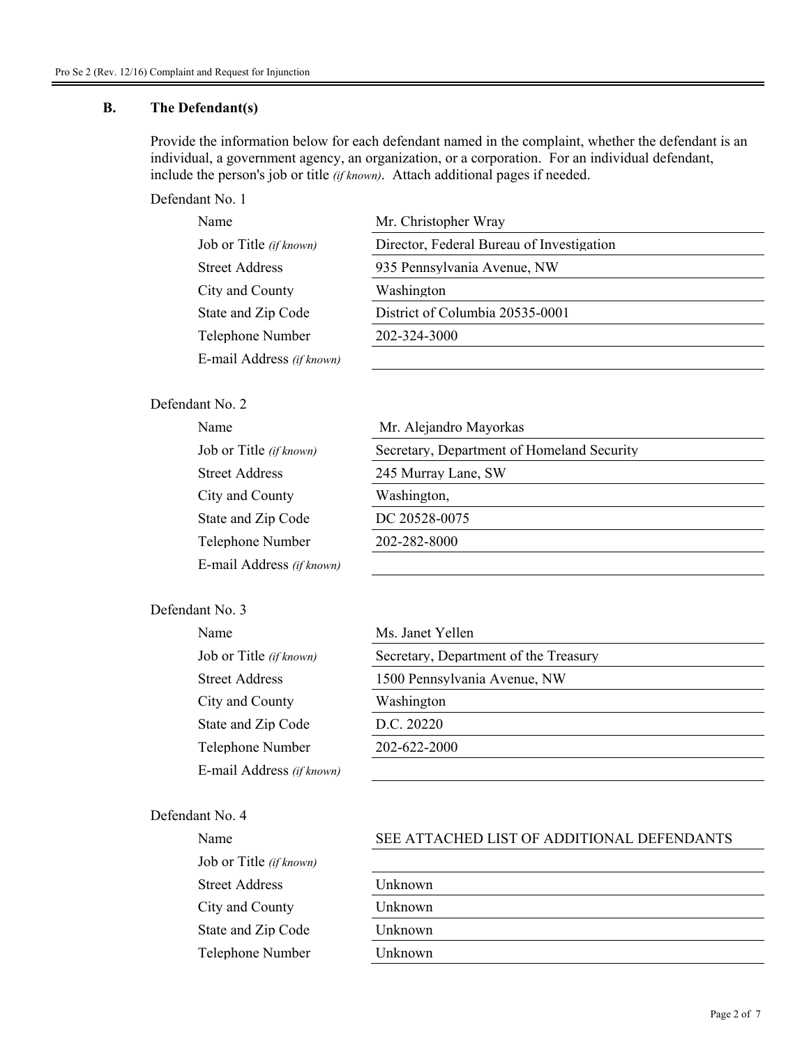### B. The Defendant(s)

Provide the information below for each defendant named in the complaint, whether the defendant is an individual, a government agency, an organization, or a corporation. For an individual defendant, include the person's job or title *(if known)*. Attach additional pages if needed.

Defendant No. 1

| | |
|---|---|
| Name | Mr. Christopher Wray |
| Job or Title *(if known)* | Director, Federal Bureau of Investigation |
| Street Address | 935 Pennsylvania Avenue, NW |
| City and County | Washington |
| State and Zip Code | District of Columbia 20535-0001 |
| Telephone Number | 202-324-3000 |
| E-mail Address *(if known)* | |

Defendant No. 2

| | |
|---|---|
| Name | Mr. Alejandro Mayorkas |
| Job or Title *(if known)* | Secretary, Department of Homeland Security |
| Street Address | 245 Murray Lane, SW |
| City and County | Washington, |
| State and Zip Code | DC 20528-0075 |
| Telephone Number | 202-282-8000 |
| E-mail Address *(if known)* | |

Defendant No. 3

| | |
|---|---|
| Name | Ms. Janet Yellen |
| Job or Title *(if known)* | Secretary, Department of the Treasury |
| Street Address | 1500 Pennsylvania Avenue, NW |
| City and County | Washington |
| State and Zip Code | D.C. 20220 |
| Telephone Number | 202-622-2000 |
| E-mail Address *(if known)* | |

Defendant No. 4

| | |
|---|---|
| Name | SEE ATTACHED LIST OF ADDITIONAL DEFENDANTS |
| Job or Title *(if known)* | |
| Street Address | Unknown |
| City and County | Unknown |
| State and Zip Code | Unknown |
| Telephone Number | Unknown |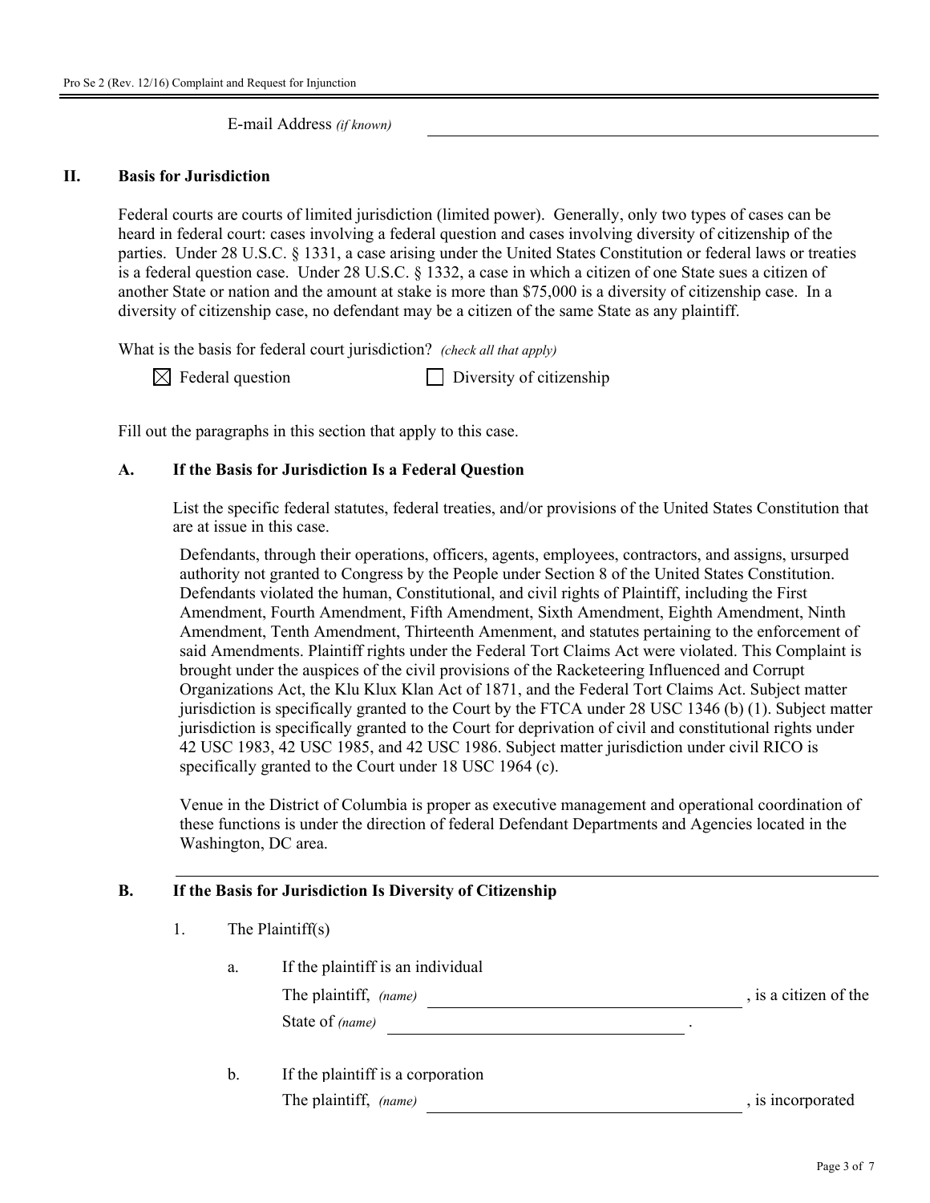E-mail Address *(if known)* \_\_\_\_\_\_\_\_\_\_\_\_\_\_\_\_\_\_\_\_\_\_\_\_\_\_\_\_\_\_

## II. Basis for Jurisdiction

Federal courts are courts of limited jurisdiction (limited power). Generally, only two types of cases can be heard in federal court: cases involving a federal question and cases involving diversity of citizenship of the parties. Under 28 U.S.C. § 1331, a case arising under the United States Constitution or federal laws or treaties is a federal question case. Under 28 U.S.C. § 1332, a case in which a citizen of one State sues a citizen of another State or nation and the amount at stake is more than $75,000 is a diversity of citizenship case. In a diversity of citizenship case, no defendant may be a citizen of the same State as any plaintiff.

What is the basis for federal court jurisdiction? *(check all that apply)*

- [x] Federal question
- [ ] Diversity of citizenship

Fill out the paragraphs in this section that apply to this case.

### A. If the Basis for Jurisdiction Is a Federal Question

List the specific federal statutes, federal treaties, and/or provisions of the United States Constitution that are at issue in this case.

Defendants, through their operations, officers, agents, employees, contractors, and assigns, ursurped authority not granted to Congress by the People under Section 8 of the United States Constitution. Defendants violated the human, Constitutional, and civil rights of Plaintiff, including the First Amendment, Fourth Amendment, Fifth Amendment, Sixth Amendment, Eighth Amendment, Ninth Amendment, Tenth Amendment, Thirteenth Amenment, and statutes pertaining to the enforcement of said Amendments. Plaintiff rights under the Federal Tort Claims Act were violated. This Complaint is brought under the auspices of the civil provisions of the Racketeering Influenced and Corrupt Organizations Act, the Klu Klux Klan Act of 1871, and the Federal Tort Claims Act. Subject matter jurisdiction is specifically granted to the Court by the FTCA under 28 USC 1346 (b) (1). Subject matter jurisdiction is specifically granted to the Court for deprivation of civil and constitutional rights under 42 USC 1983, 42 USC 1985, and 42 USC 1986. Subject matter jurisdiction under civil RICO is specifically granted to the Court under 18 USC 1964 (c).

Venue in the District of Columbia is proper as executive management and operational coordination of these functions is under the direction of federal Defendant Departments and Agencies located in the Washington, DC area.

### B. If the Basis for Jurisdiction Is Diversity of Citizenship

1. The Plaintiff(s)

   a. If the plaintiff is an individual

      The plaintiff, *(name)* \_\_\_\_\_\_\_\_\_\_\_\_\_\_\_\_\_\_\_\_\_\_\_\_\_\_, is a citizen of the State of *(name)* \_\_\_\_\_\_\_\_\_\_\_\_\_\_\_\_\_\_\_\_\_\_\_\_\_\_.

   b. If the plaintiff is a corporation

      The plaintiff, *(name)* \_\_\_\_\_\_\_\_\_\_\_\_\_\_\_\_\_\_\_\_\_\_\_\_\_\_, is incorporated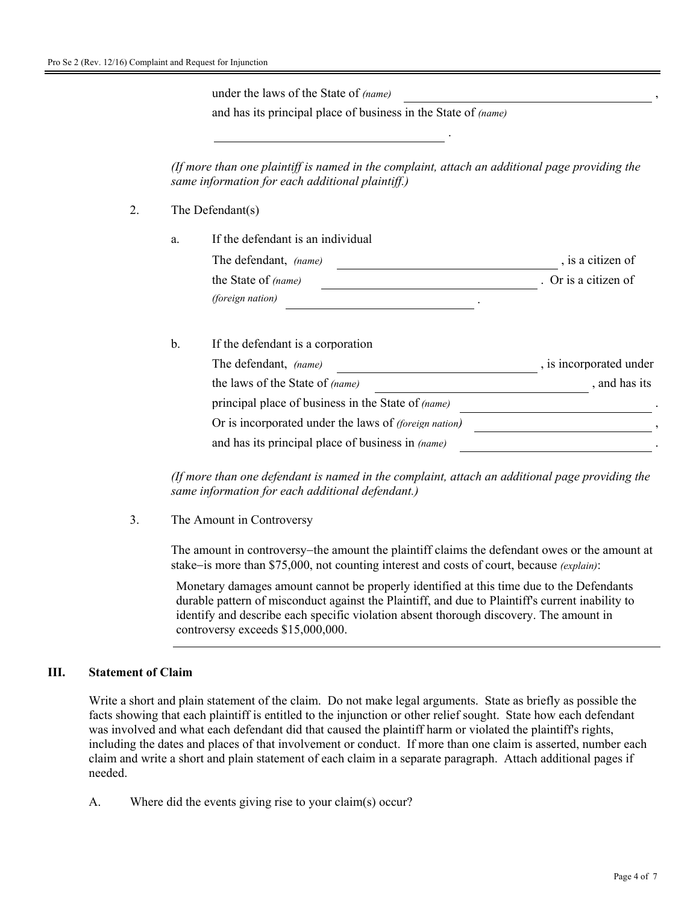under the laws of the State of *(name)* ______________________________,
and has its principal place of business in the State of *(name)*
______________________________.

*(If more than one plaintiff is named in the complaint, attach an additional page providing the same information for each additional plaintiff.)*

2. The Defendant(s)

   a. If the defendant is an individual

      The defendant, *(name)* ______________________________, is a citizen of the State of *(name)* ______________________________. Or is a citizen of *(foreign nation)* ______________________________.

   b. If the defendant is a corporation

      The defendant, *(name)* ______________________________, is incorporated under the laws of the State of *(name)* ______________________________, and has its principal place of business in the State of *(name)* ______________________________.
      Or is incorporated under the laws of *(foreign nation)* ______________________________,
      and has its principal place of business in *(name)* ______________________________.

*(If more than one defendant is named in the complaint, attach an additional page providing the same information for each additional defendant.)*

3. The Amount in Controversy

   The amount in controversy–the amount the plaintiff claims the defendant owes or the amount at stake–is more than $75,000, not counting interest and costs of court, because *(explain)*:

   Monetary damages amount cannot be properly identified at this time due to the Defendants durable pattern of misconduct against the Plaintiff, and due to Plaintiff's current inability to identify and describe each specific violation absent thorough discovery. The amount in controversy exceeds $15,000,000.

## III. Statement of Claim

Write a short and plain statement of the claim. Do not make legal arguments. State as briefly as possible the facts showing that each plaintiff is entitled to the injunction or other relief sought. State how each defendant was involved and what each defendant did that caused the plaintiff harm or violated the plaintiff's rights, including the dates and places of that involvement or conduct. If more than one claim is asserted, number each claim and write a short and plain statement of each claim in a separate paragraph. Attach additional pages if needed.

A. Where did the events giving rise to your claim(s) occur?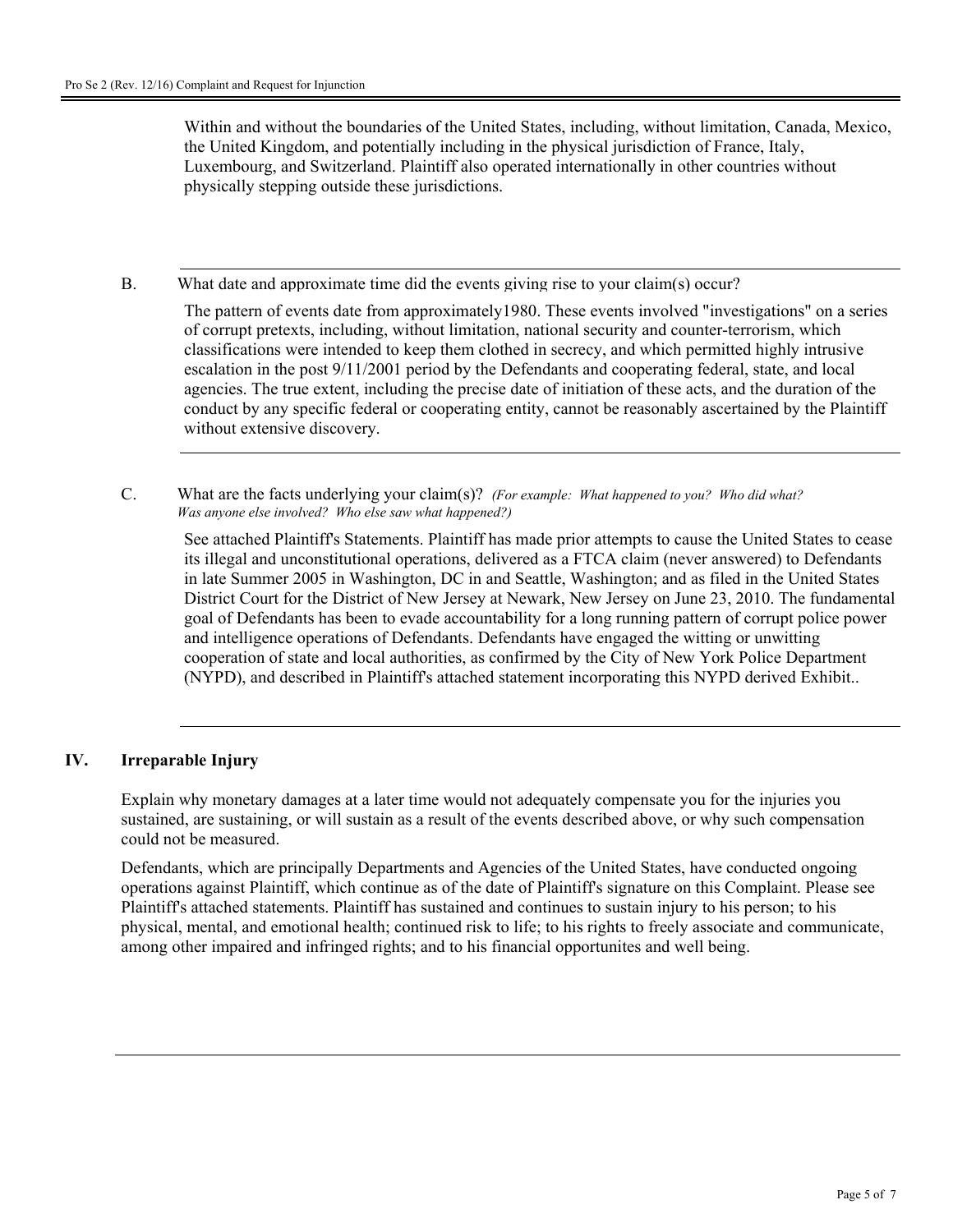Within and without the boundaries of the United States, including, without limitation, Canada, Mexico, the United Kingdom, and potentially including in the physical jurisdiction of France, Italy, Luxembourg, and Switzerland. Plaintiff also operated internationally in other countries without physically stepping outside these jurisdictions.

B. What date and approximate time did the events giving rise to your claim(s) occur?

The pattern of events date from approximately1980. These events involved "investigations" on a series of corrupt pretexts, including, without limitation, national security and counter-terrorism, which classifications were intended to keep them clothed in secrecy, and which permitted highly intrusive escalation in the post 9/11/2001 period by the Defendants and cooperating federal, state, and local agencies. The true extent, including the precise date of initiation of these acts, and the duration of the conduct by any specific federal or cooperating entity, cannot be reasonably ascertained by the Plaintiff without extensive discovery.

C. What are the facts underlying your claim(s)? *(For example: What happened to you? Who did what? Was anyone else involved? Who else saw what happened?)*

See attached Plaintiff's Statements. Plaintiff has made prior attempts to cause the United States to cease its illegal and unconstitutional operations, delivered as a FTCA claim (never answered) to Defendants in late Summer 2005 in Washington, DC in and Seattle, Washington; and as filed in the United States District Court for the District of New Jersey at Newark, New Jersey on June 23, 2010. The fundamental goal of Defendants has been to evade accountability for a long running pattern of corrupt police power and intelligence operations of Defendants. Defendants have engaged the witting or unwitting cooperation of state and local authorities, as confirmed by the City of New York Police Department (NYPD), and described in Plaintiff's attached statement incorporating this NYPD derived Exhibit..

## IV. Irreparable Injury

Explain why monetary damages at a later time would not adequately compensate you for the injuries you sustained, are sustaining, or will sustain as a result of the events described above, or why such compensation could not be measured.

Defendants, which are principally Departments and Agencies of the United States, have conducted ongoing operations against Plaintiff, which continue as of the date of Plaintiff's signature on this Complaint. Please see Plaintiff's attached statements. Plaintiff has sustained and continues to sustain injury to his person; to his physical, mental, and emotional health; continued risk to life; to his rights to freely associate and communicate, among other impaired and infringed rights; and to his financial opportunites and well being.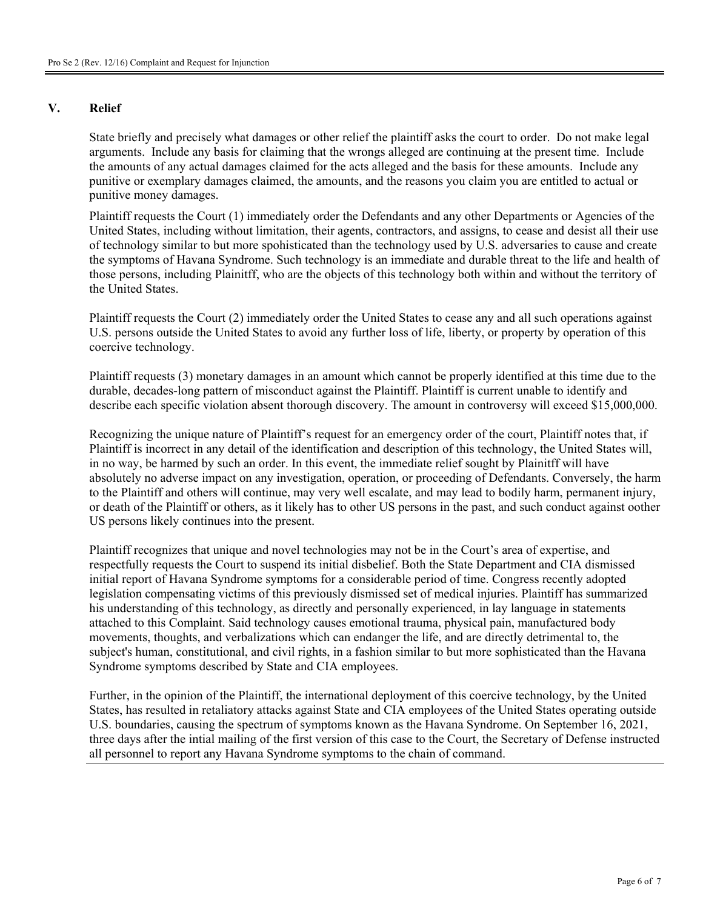## V. Relief

State briefly and precisely what damages or other relief the plaintiff asks the court to order. Do not make legal arguments. Include any basis for claiming that the wrongs alleged are continuing at the present time. Include the amounts of any actual damages claimed for the acts alleged and the basis for these amounts. Include any punitive or exemplary damages claimed, the amounts, and the reasons you claim you are entitled to actual or punitive money damages.

Plaintiff requests the Court (1) immediately order the Defendants and any other Departments or Agencies of the United States, including without limitation, their agents, contractors, and assigns, to cease and desist all their use of technology similar to but more spohisticated than the technology used by U.S. adversaries to cause and create the symptoms of Havana Syndrome. Such technology is an immediate and durable threat to the life and health of those persons, including Plainitff, who are the objects of this technology both within and without the territory of the United States.

Plaintiff requests the Court (2) immediately order the United States to cease any and all such operations against U.S. persons outside the United States to avoid any further loss of life, liberty, or property by operation of this coercive technology.

Plaintiff requests (3) monetary damages in an amount which cannot be properly identified at this time due to the durable, decades-long pattern of misconduct against the Plaintiff. Plaintiff is current unable to identify and describe each specific violation absent thorough discovery. The amount in controversy will exceed $15,000,000.

Recognizing the unique nature of Plaintiff's request for an emergency order of the court, Plaintiff notes that, if Plaintiff is incorrect in any detail of the identification and description of this technology, the United States will, in no way, be harmed by such an order. In this event, the immediate relief sought by Plainitff will have absolutely no adverse impact on any investigation, operation, or proceeding of Defendants. Conversely, the harm to the Plaintiff and others will continue, may very well escalate, and may lead to bodily harm, permanent injury, or death of the Plaintiff or others, as it likely has to other US persons in the past, and such conduct against oother US persons likely continues into the present.

Plaintiff recognizes that unique and novel technologies may not be in the Court's area of expertise, and respectfully requests the Court to suspend its initial disbelief. Both the State Department and CIA dismissed initial report of Havana Syndrome symptoms for a considerable period of time. Congress recently adopted legislation compensating victims of this previously dismissed set of medical injuries. Plaintiff has summarized his understanding of this technology, as directly and personally experienced, in lay language in statements attached to this Complaint. Said technology causes emotional trauma, physical pain, manufactured body movements, thoughts, and verbalizations which can endanger the life, and are directly detrimental to, the subject's human, constitutional, and civil rights, in a fashion similar to but more sophisticated than the Havana Syndrome symptoms described by State and CIA employees.

Further, in the opinion of the Plaintiff, the international deployment of this coercive technology, by the United States, has resulted in retaliatory attacks against State and CIA employees of the United States operating outside U.S. boundaries, causing the spectrum of symptoms known as the Havana Syndrome. On September 16, 2021, three days after the intial mailing of the first version of this case to the Court, the Secretary of Defense instructed all personnel to report any Havana Syndrome symptoms to the chain of command.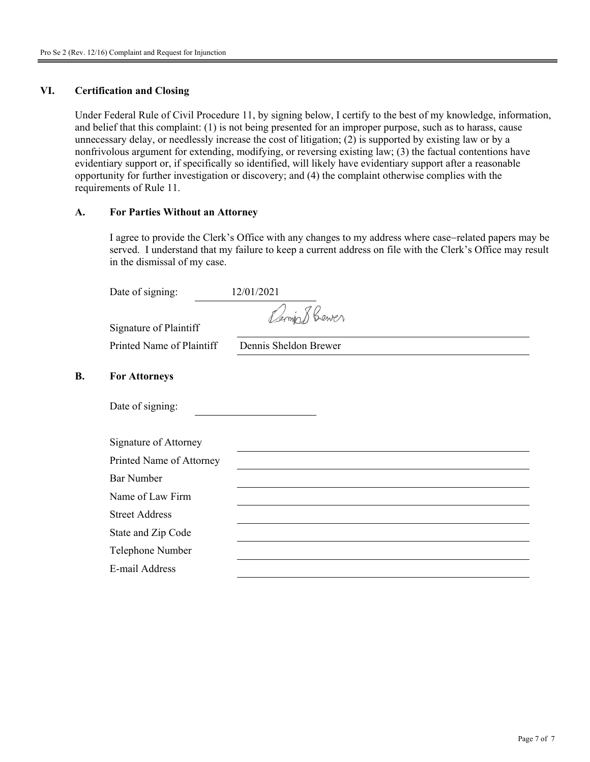## VI. Certification and Closing

Under Federal Rule of Civil Procedure 11, by signing below, I certify to the best of my knowledge, information, and belief that this complaint: (1) is not being presented for an improper purpose, such as to harass, cause unnecessary delay, or needlessly increase the cost of litigation; (2) is supported by existing law or by a nonfrivolous argument for extending, modifying, or reversing existing law; (3) the factual contentions have evidentiary support or, if specifically so identified, will likely have evidentiary support after a reasonable opportunity for further investigation or discovery; and (4) the complaint otherwise complies with the requirements of Rule 11.

### A. For Parties Without an Attorney

I agree to provide the Clerk's Office with any changes to my address where case–related papers may be served. I understand that my failure to keep a current address on file with the Clerk's Office may result in the dismissal of my case.

Date of signing: 12/01/2021

Signature of Plaintiff: Dennis S Brewer

Printed Name of Plaintiff: Dennis Sheldon Brewer

### B. For Attorneys

Date of signing: ______________

Signature of Attorney: ______________

Printed Name of Attorney: ______________

Bar Number: ______________

Name of Law Firm: ______________

Street Address: ______________

State and Zip Code: ______________

Telephone Number: ______________

E-mail Address: ______________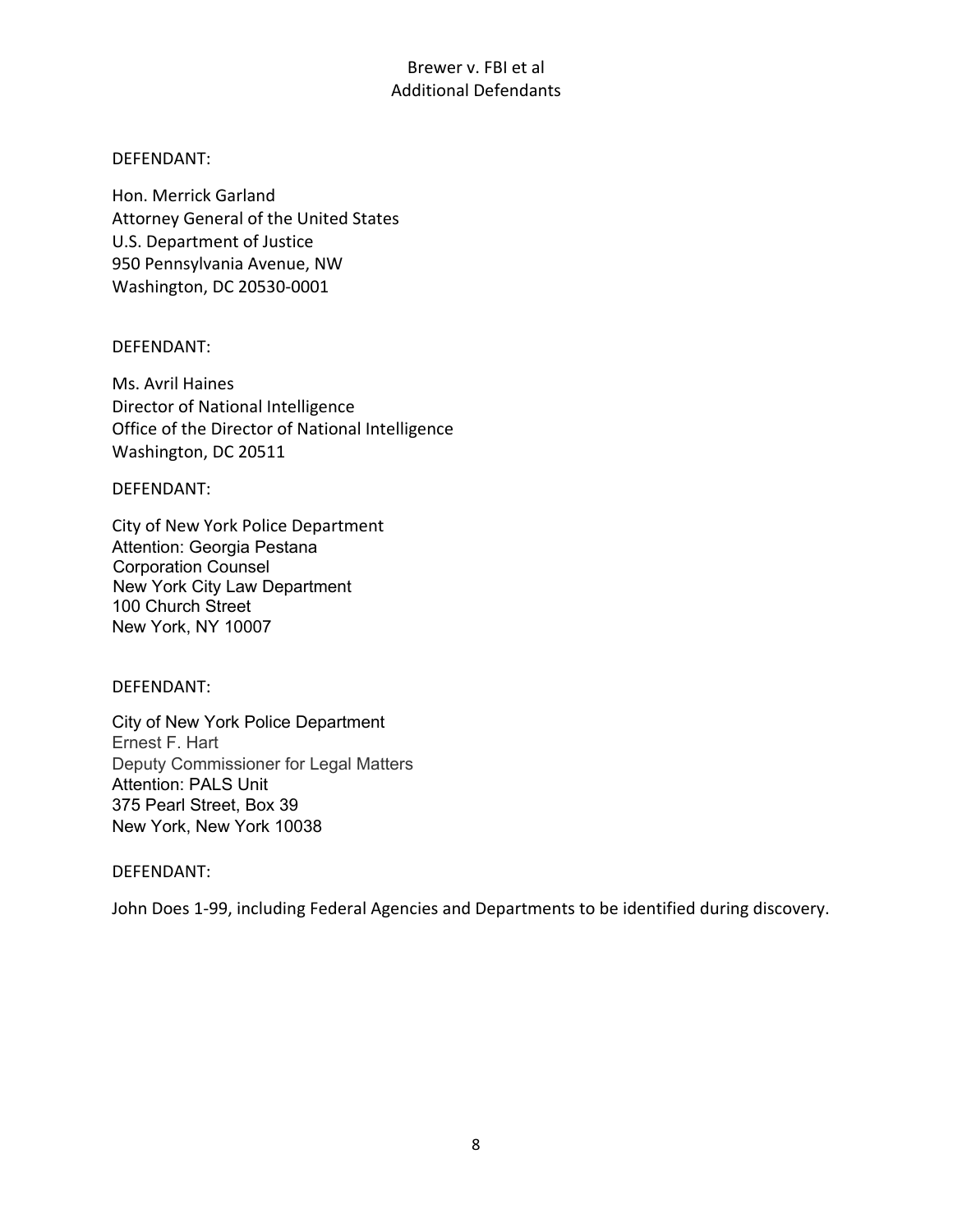Brewer v. FBI et al
Additional Defendants

DEFENDANT:

Hon. Merrick Garland
Attorney General of the United States
U.S. Department of Justice
950 Pennsylvania Avenue, NW
Washington, DC 20530-0001

DEFENDANT:

Ms. Avril Haines
Director of National Intelligence
Office of the Director of National Intelligence
Washington, DC 20511

DEFENDANT:

City of New York Police Department
Attention: Georgia Pestana
Corporation Counsel
New York City Law Department
100 Church Street
New York, NY 10007

DEFENDANT:

City of New York Police Department
Ernest F. Hart
Deputy Commissioner for Legal Matters
Attention: PALS Unit
375 Pearl Street, Box 39
New York, New York 10038

DEFENDANT:

John Does 1-99, including Federal Agencies and Departments to be identified during discovery.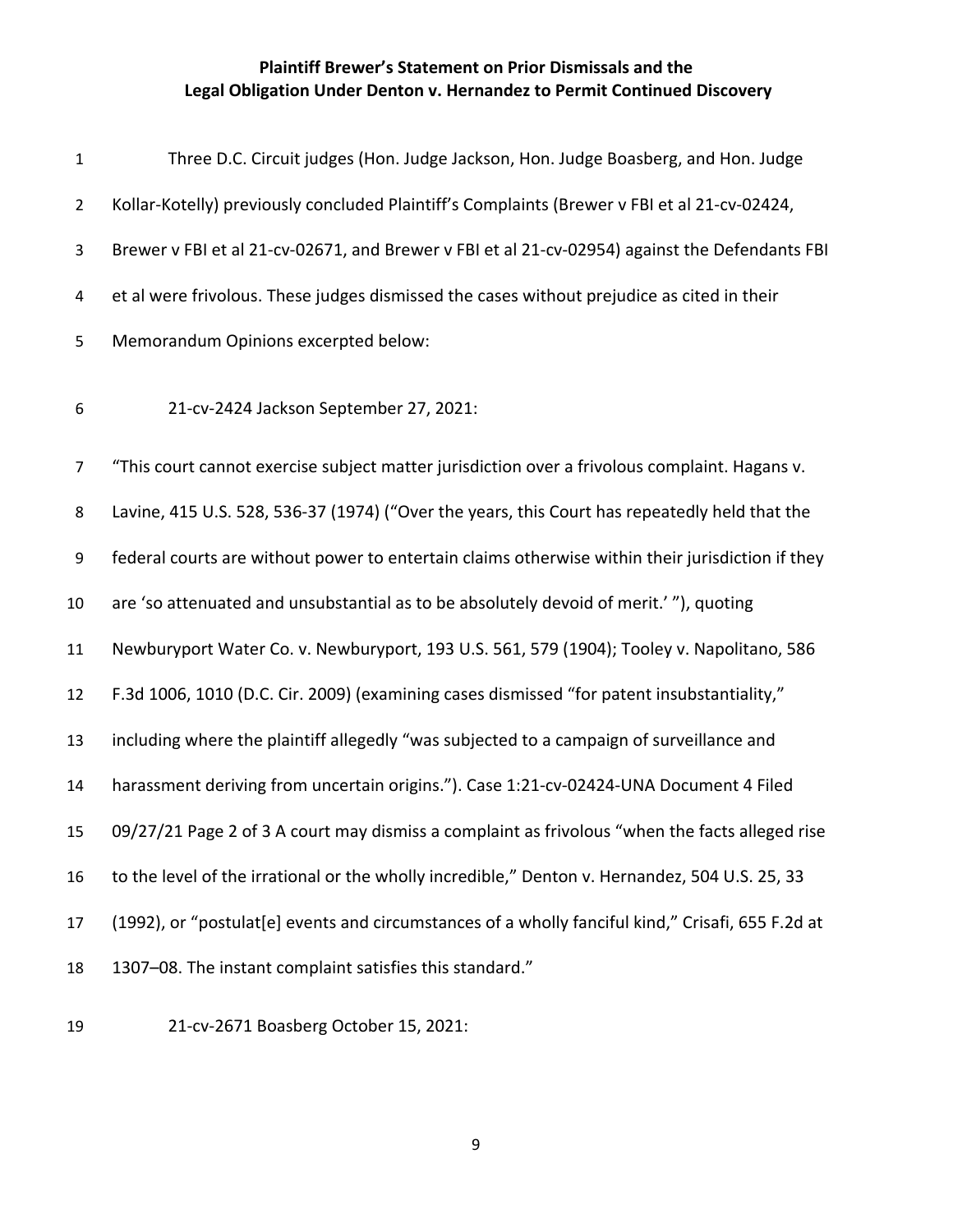**Plaintiff Brewer's Statement on Prior Dismissals and the Legal Obligation Under Denton v. Hernandez to Permit Continued Discovery**

Three D.C. Circuit judges (Hon. Judge Jackson, Hon. Judge Boasberg, and Hon. Judge Kollar-Kotelly) previously concluded Plaintiff's Complaints (Brewer v FBI et al 21-cv-02424, Brewer v FBI et al 21-cv-02671, and Brewer v FBI et al 21-cv-02954) against the Defendants FBI et al were frivolous. These judges dismissed the cases without prejudice as cited in their Memorandum Opinions excerpted below:

21-cv-2424 Jackson September 27, 2021:

"This court cannot exercise subject matter jurisdiction over a frivolous complaint. Hagans v. Lavine, 415 U.S. 528, 536-37 (1974) ("Over the years, this Court has repeatedly held that the federal courts are without power to entertain claims otherwise within their jurisdiction if they are 'so attenuated and unsubstantial as to be absolutely devoid of merit.' "), quoting Newburyport Water Co. v. Newburyport, 193 U.S. 561, 579 (1904); Tooley v. Napolitano, 586 F.3d 1006, 1010 (D.C. Cir. 2009) (examining cases dismissed "for patent insubstantiality," including where the plaintiff allegedly "was subjected to a campaign of surveillance and harassment deriving from uncertain origins."). Case 1:21-cv-02424-UNA Document 4 Filed 09/27/21 Page 2 of 3 A court may dismiss a complaint as frivolous "when the facts alleged rise to the level of the irrational or the wholly incredible," Denton v. Hernandez, 504 U.S. 25, 33 (1992), or "postulat[e] events and circumstances of a wholly fanciful kind," Crisafi, 655 F.2d at 1307–08. The instant complaint satisfies this standard."

21-cv-2671 Boasberg October 15, 2021: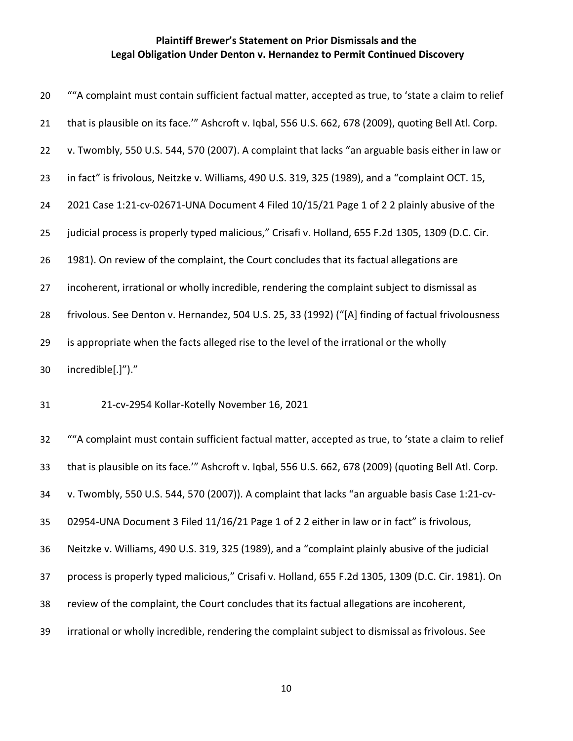**Plaintiff Brewer's Statement on Prior Dismissals and the Legal Obligation Under Denton v. Hernandez to Permit Continued Discovery**

""A complaint must contain sufficient factual matter, accepted as true, to 'state a claim to relief that is plausible on its face.'" Ashcroft v. Iqbal, 556 U.S. 662, 678 (2009), quoting Bell Atl. Corp. v. Twombly, 550 U.S. 544, 570 (2007). A complaint that lacks "an arguable basis either in law or in fact" is frivolous, Neitzke v. Williams, 490 U.S. 319, 325 (1989), and a "complaint OCT. 15, 2021 Case 1:21-cv-02671-UNA Document 4 Filed 10/15/21 Page 1 of 2 2 plainly abusive of the judicial process is properly typed malicious," Crisafi v. Holland, 655 F.2d 1305, 1309 (D.C. Cir. 1981). On review of the complaint, the Court concludes that its factual allegations are incoherent, irrational or wholly incredible, rendering the complaint subject to dismissal as frivolous. See Denton v. Hernandez, 504 U.S. 25, 33 (1992) ("[A] finding of factual frivolousness is appropriate when the facts alleged rise to the level of the irrational or the wholly incredible[.]")."

21-cv-2954 Kollar-Kotelly November 16, 2021

""A complaint must contain sufficient factual matter, accepted as true, to 'state a claim to relief that is plausible on its face.'" Ashcroft v. Iqbal, 556 U.S. 662, 678 (2009) (quoting Bell Atl. Corp. v. Twombly, 550 U.S. 544, 570 (2007)). A complaint that lacks "an arguable basis Case 1:21-cv-02954-UNA Document 3 Filed 11/16/21 Page 1 of 2 2 either in law or in fact" is frivolous, Neitzke v. Williams, 490 U.S. 319, 325 (1989), and a "complaint plainly abusive of the judicial process is properly typed malicious," Crisafi v. Holland, 655 F.2d 1305, 1309 (D.C. Cir. 1981). On review of the complaint, the Court concludes that its factual allegations are incoherent, irrational or wholly incredible, rendering the complaint subject to dismissal as frivolous. See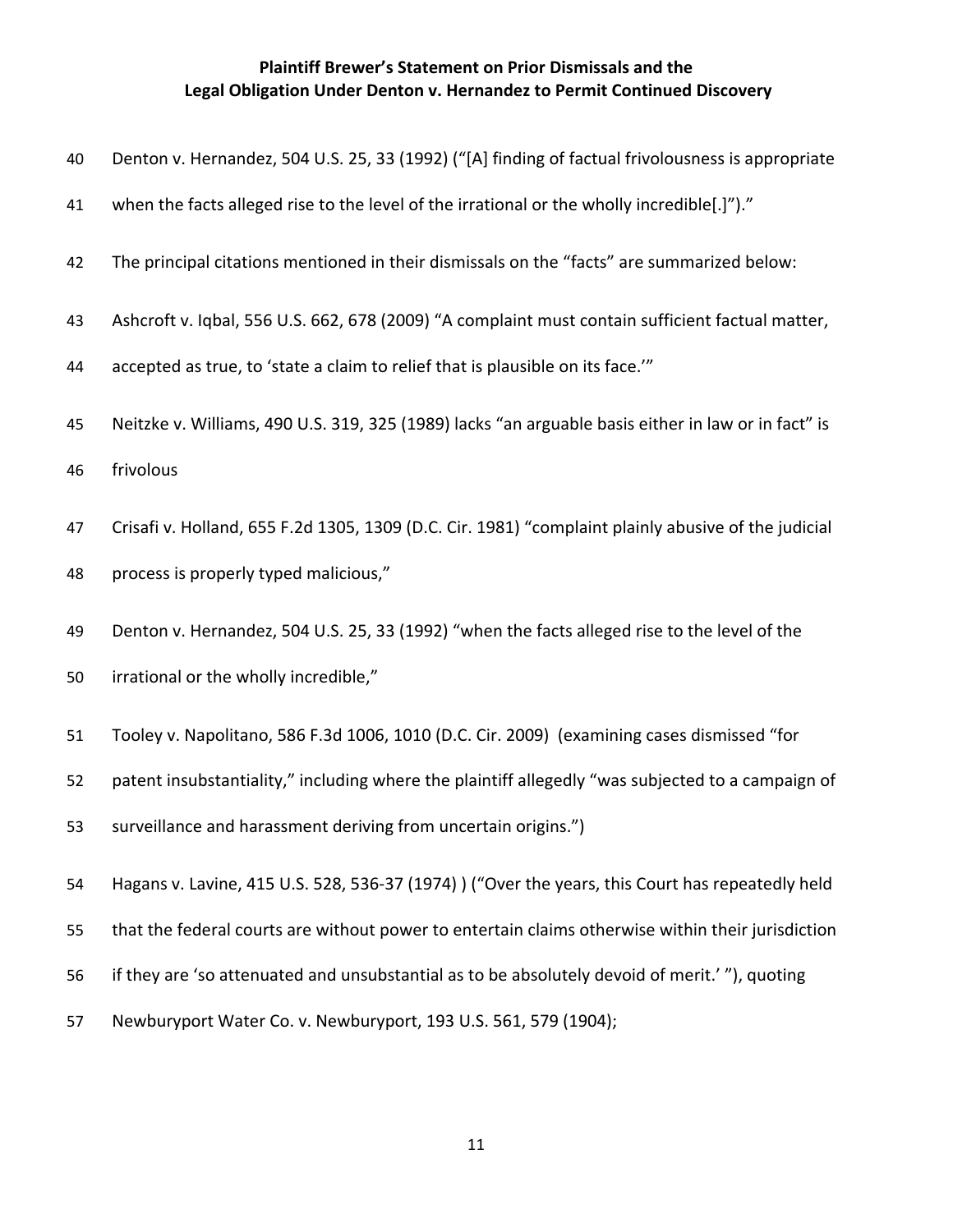**Plaintiff Brewer's Statement on Prior Dismissals and the Legal Obligation Under Denton v. Hernandez to Permit Continued Discovery**

40 Denton v. Hernandez, 504 U.S. 25, 33 (1992) ("[A] finding of factual frivolousness is appropriate

41 when the facts alleged rise to the level of the irrational or the wholly incredible[.]")."

42 The principal citations mentioned in their dismissals on the "facts" are summarized below:

43 Ashcroft v. Iqbal, 556 U.S. 662, 678 (2009) "A complaint must contain sufficient factual matter,

44 accepted as true, to 'state a claim to relief that is plausible on its face.'"

45 Neitzke v. Williams, 490 U.S. 319, 325 (1989) lacks "an arguable basis either in law or in fact" is

46 frivolous

47 Crisafi v. Holland, 655 F.2d 1305, 1309 (D.C. Cir. 1981) "complaint plainly abusive of the judicial

48 process is properly typed malicious,"

49 Denton v. Hernandez, 504 U.S. 25, 33 (1992) "when the facts alleged rise to the level of the

50 irrational or the wholly incredible,"

51 Tooley v. Napolitano, 586 F.3d 1006, 1010 (D.C. Cir. 2009) (examining cases dismissed "for

52 patent insubstantiality," including where the plaintiff allegedly "was subjected to a campaign of

53 surveillance and harassment deriving from uncertain origins.")

54 Hagans v. Lavine, 415 U.S. 528, 536-37 (1974) ) ("Over the years, this Court has repeatedly held

55 that the federal courts are without power to entertain claims otherwise within their jurisdiction

56 if they are 'so attenuated and unsubstantial as to be absolutely devoid of merit.' "), quoting

57 Newburyport Water Co. v. Newburyport, 193 U.S. 561, 579 (1904);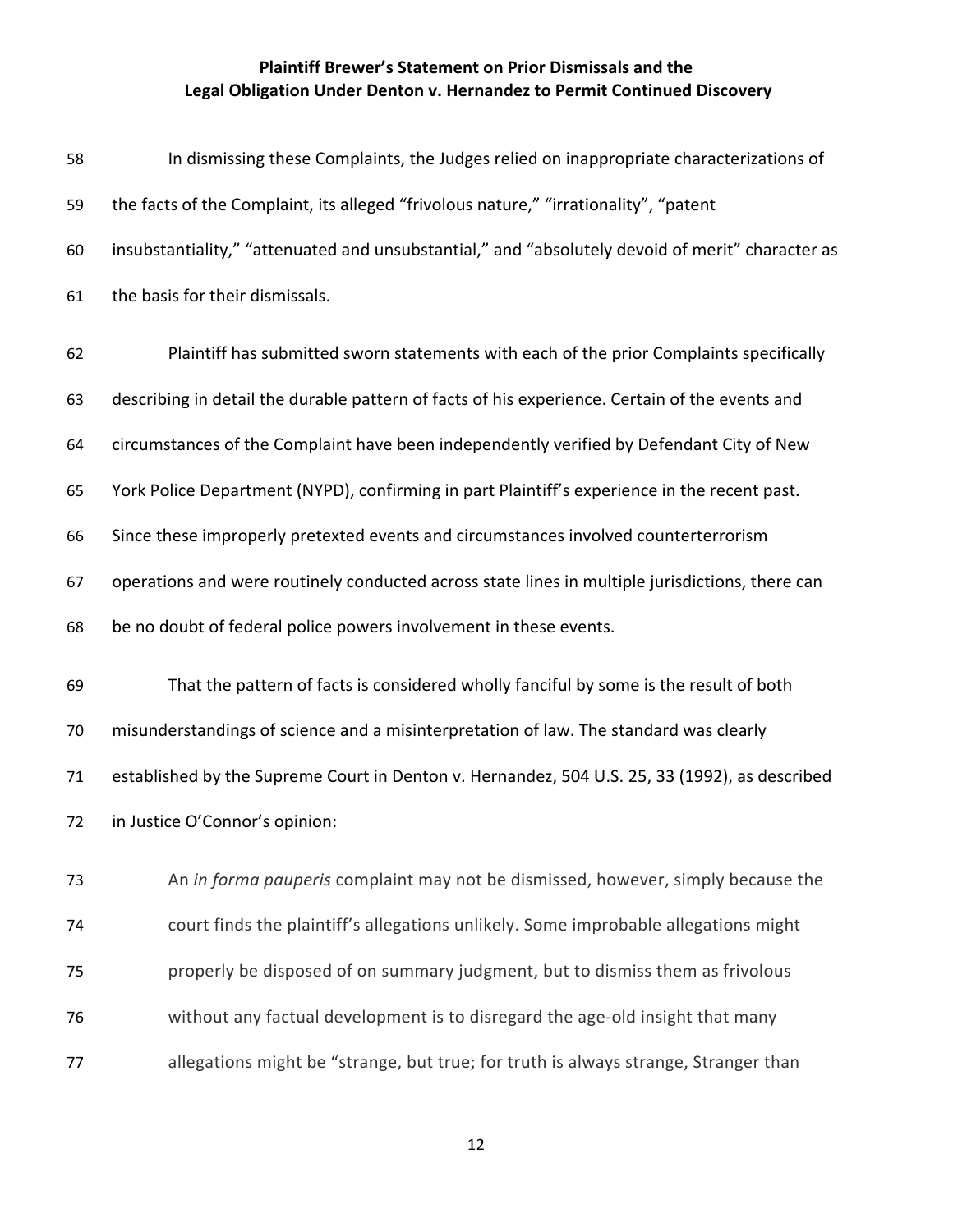In dismissing these Complaints, the Judges relied on inappropriate characterizations of the facts of the Complaint, its alleged "frivolous nature," "irrationality", "patent insubstantiality," "attenuated and unsubstantial," and "absolutely devoid of merit" character as the basis for their dismissals.

Plaintiff has submitted sworn statements with each of the prior Complaints specifically describing in detail the durable pattern of facts of his experience. Certain of the events and circumstances of the Complaint have been independently verified by Defendant City of New York Police Department (NYPD), confirming in part Plaintiff's experience in the recent past. Since these improperly pretexted events and circumstances involved counterterrorism operations and were routinely conducted across state lines in multiple jurisdictions, there can be no doubt of federal police powers involvement in these events.

That the pattern of facts is considered wholly fanciful by some is the result of both misunderstandings of science and a misinterpretation of law. The standard was clearly established by the Supreme Court in Denton v. Hernandez, 504 U.S. 25, 33 (1992), as described in Justice O'Connor's opinion:

> An *in forma pauperis* complaint may not be dismissed, however, simply because the court finds the plaintiff's allegations unlikely. Some improbable allegations might properly be disposed of on summary judgment, but to dismiss them as frivolous without any factual development is to disregard the age-old insight that many allegations might be "strange, but true; for truth is always strange, Stranger than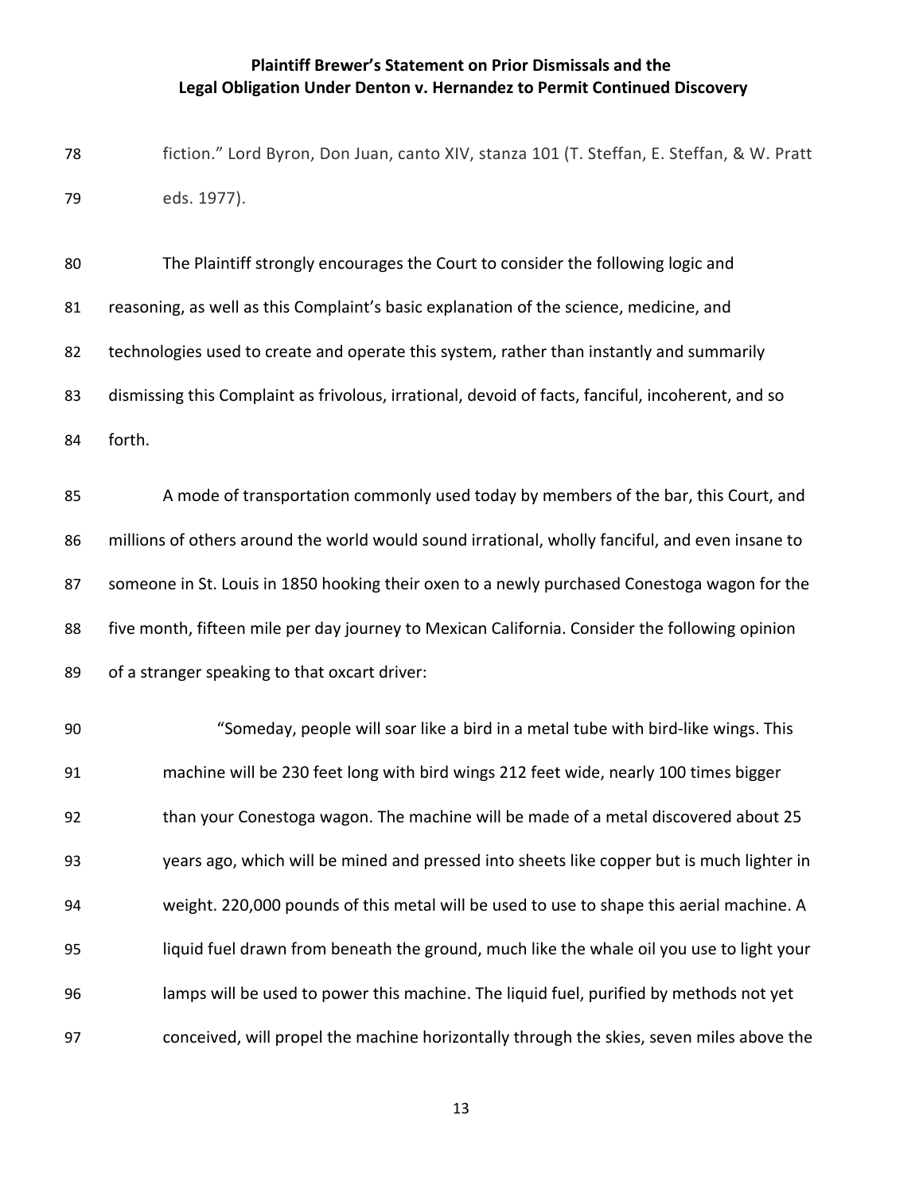fiction." Lord Byron, Don Juan, canto XIV, stanza 101 (T. Steffan, E. Steffan, & W. Pratt eds. 1977).

The Plaintiff strongly encourages the Court to consider the following logic and reasoning, as well as this Complaint's basic explanation of the science, medicine, and technologies used to create and operate this system, rather than instantly and summarily dismissing this Complaint as frivolous, irrational, devoid of facts, fanciful, incoherent, and so forth.

A mode of transportation commonly used today by members of the bar, this Court, and millions of others around the world would sound irrational, wholly fanciful, and even insane to someone in St. Louis in 1850 hooking their oxen to a newly purchased Conestoga wagon for the five month, fifteen mile per day journey to Mexican California. Consider the following opinion of a stranger speaking to that oxcart driver:

> "Someday, people will soar like a bird in a metal tube with bird-like wings. This machine will be 230 feet long with bird wings 212 feet wide, nearly 100 times bigger than your Conestoga wagon. The machine will be made of a metal discovered about 25 years ago, which will be mined and pressed into sheets like copper but is much lighter in weight. 220,000 pounds of this metal will be used to use to shape this aerial machine. A liquid fuel drawn from beneath the ground, much like the whale oil you use to light your lamps will be used to power this machine. The liquid fuel, purified by methods not yet conceived, will propel the machine horizontally through the skies, seven miles above the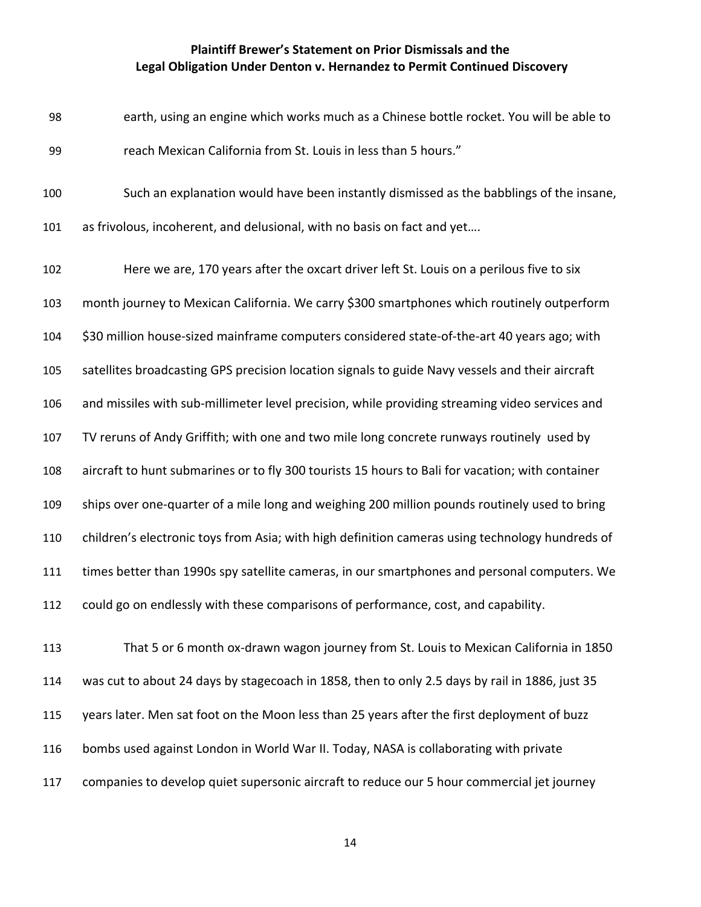earth, using an engine which works much as a Chinese bottle rocket. You will be able to reach Mexican California from St. Louis in less than 5 hours."

Such an explanation would have been instantly dismissed as the babblings of the insane, as frivolous, incoherent, and delusional, with no basis on fact and yet….

Here we are, 170 years after the oxcart driver left St. Louis on a perilous five to six month journey to Mexican California. We carry $300 smartphones which routinely outperform $30 million house-sized mainframe computers considered state-of-the-art 40 years ago; with satellites broadcasting GPS precision location signals to guide Navy vessels and their aircraft and missiles with sub-millimeter level precision, while providing streaming video services and TV reruns of Andy Griffith; with one and two mile long concrete runways routinely used by aircraft to hunt submarines or to fly 300 tourists 15 hours to Bali for vacation; with container ships over one-quarter of a mile long and weighing 200 million pounds routinely used to bring children's electronic toys from Asia; with high definition cameras using technology hundreds of times better than 1990s spy satellite cameras, in our smartphones and personal computers. We could go on endlessly with these comparisons of performance, cost, and capability.

That 5 or 6 month ox-drawn wagon journey from St. Louis to Mexican California in 1850 was cut to about 24 days by stagecoach in 1858, then to only 2.5 days by rail in 1886, just 35 years later. Men sat foot on the Moon less than 25 years after the first deployment of buzz bombs used against London in World War II. Today, NASA is collaborating with private companies to develop quiet supersonic aircraft to reduce our 5 hour commercial jet journey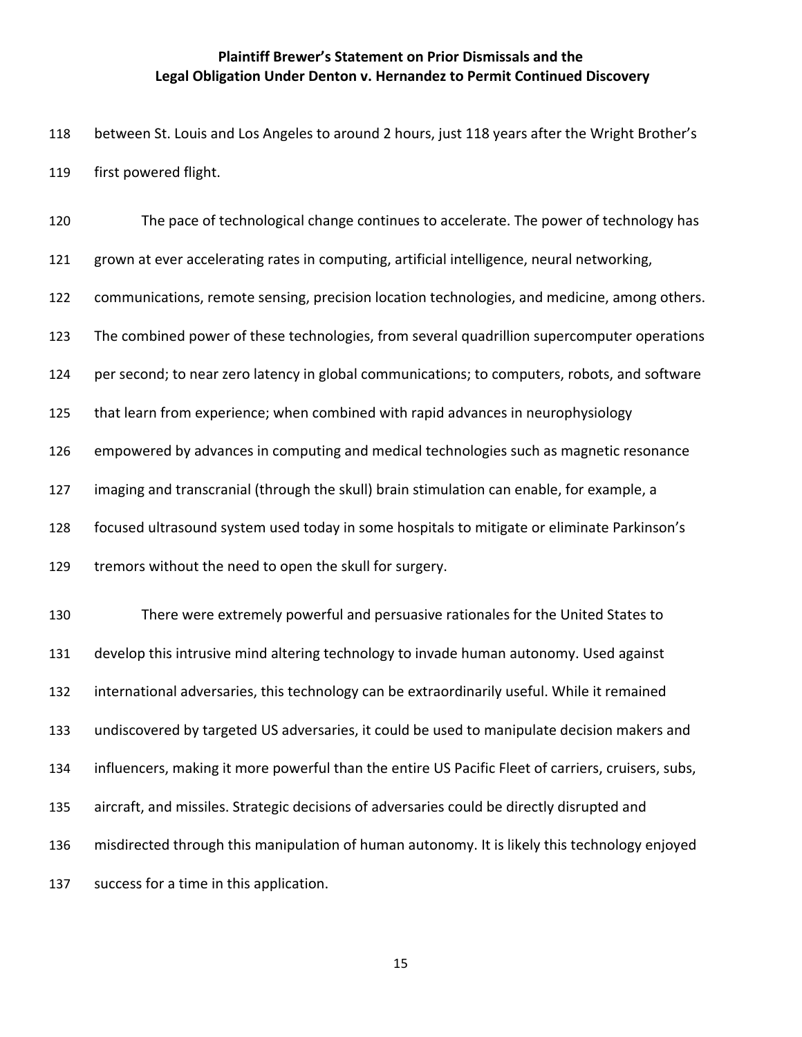between St. Louis and Los Angeles to around 2 hours, just 118 years after the Wright Brother's first powered flight.

The pace of technological change continues to accelerate. The power of technology has grown at ever accelerating rates in computing, artificial intelligence, neural networking, communications, remote sensing, precision location technologies, and medicine, among others. The combined power of these technologies, from several quadrillion supercomputer operations per second; to near zero latency in global communications; to computers, robots, and software that learn from experience; when combined with rapid advances in neurophysiology empowered by advances in computing and medical technologies such as magnetic resonance imaging and transcranial (through the skull) brain stimulation can enable, for example, a focused ultrasound system used today in some hospitals to mitigate or eliminate Parkinson's tremors without the need to open the skull for surgery.

There were extremely powerful and persuasive rationales for the United States to develop this intrusive mind altering technology to invade human autonomy. Used against international adversaries, this technology can be extraordinarily useful. While it remained undiscovered by targeted US adversaries, it could be used to manipulate decision makers and influencers, making it more powerful than the entire US Pacific Fleet of carriers, cruisers, subs, aircraft, and missiles. Strategic decisions of adversaries could be directly disrupted and misdirected through this manipulation of human autonomy. It is likely this technology enjoyed success for a time in this application.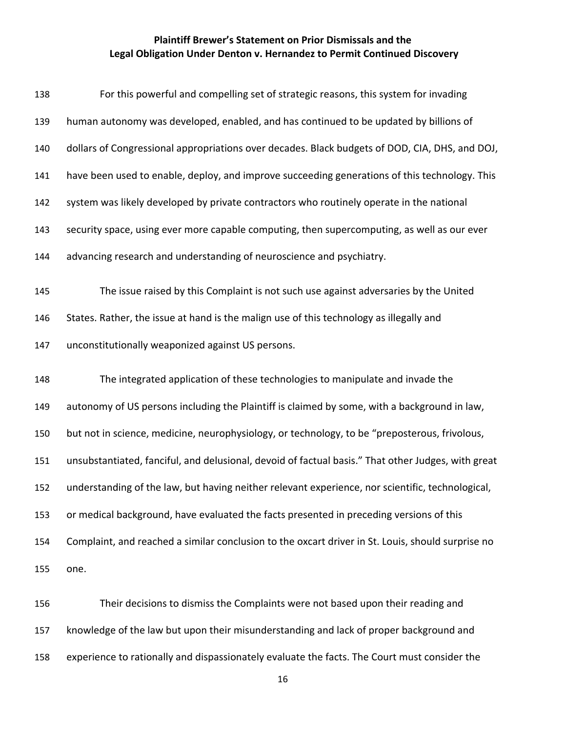**Plaintiff Brewer's Statement on Prior Dismissals and the Legal Obligation Under Denton v. Hernandez to Permit Continued Discovery**

For this powerful and compelling set of strategic reasons, this system for invading human autonomy was developed, enabled, and has continued to be updated by billions of dollars of Congressional appropriations over decades. Black budgets of DOD, CIA, DHS, and DOJ, have been used to enable, deploy, and improve succeeding generations of this technology. This system was likely developed by private contractors who routinely operate in the national security space, using ever more capable computing, then supercomputing, as well as our ever advancing research and understanding of neuroscience and psychiatry.

The issue raised by this Complaint is not such use against adversaries by the United States. Rather, the issue at hand is the malign use of this technology as illegally and unconstitutionally weaponized against US persons.

The integrated application of these technologies to manipulate and invade the autonomy of US persons including the Plaintiff is claimed by some, with a background in law, but not in science, medicine, neurophysiology, or technology, to be "preposterous, frivolous, unsubstantiated, fanciful, and delusional, devoid of factual basis." That other Judges, with great understanding of the law, but having neither relevant experience, nor scientific, technological, or medical background, have evaluated the facts presented in preceding versions of this Complaint, and reached a similar conclusion to the oxcart driver in St. Louis, should surprise no one.

Their decisions to dismiss the Complaints were not based upon their reading and knowledge of the law but upon their misunderstanding and lack of proper background and experience to rationally and dispassionately evaluate the facts. The Court must consider the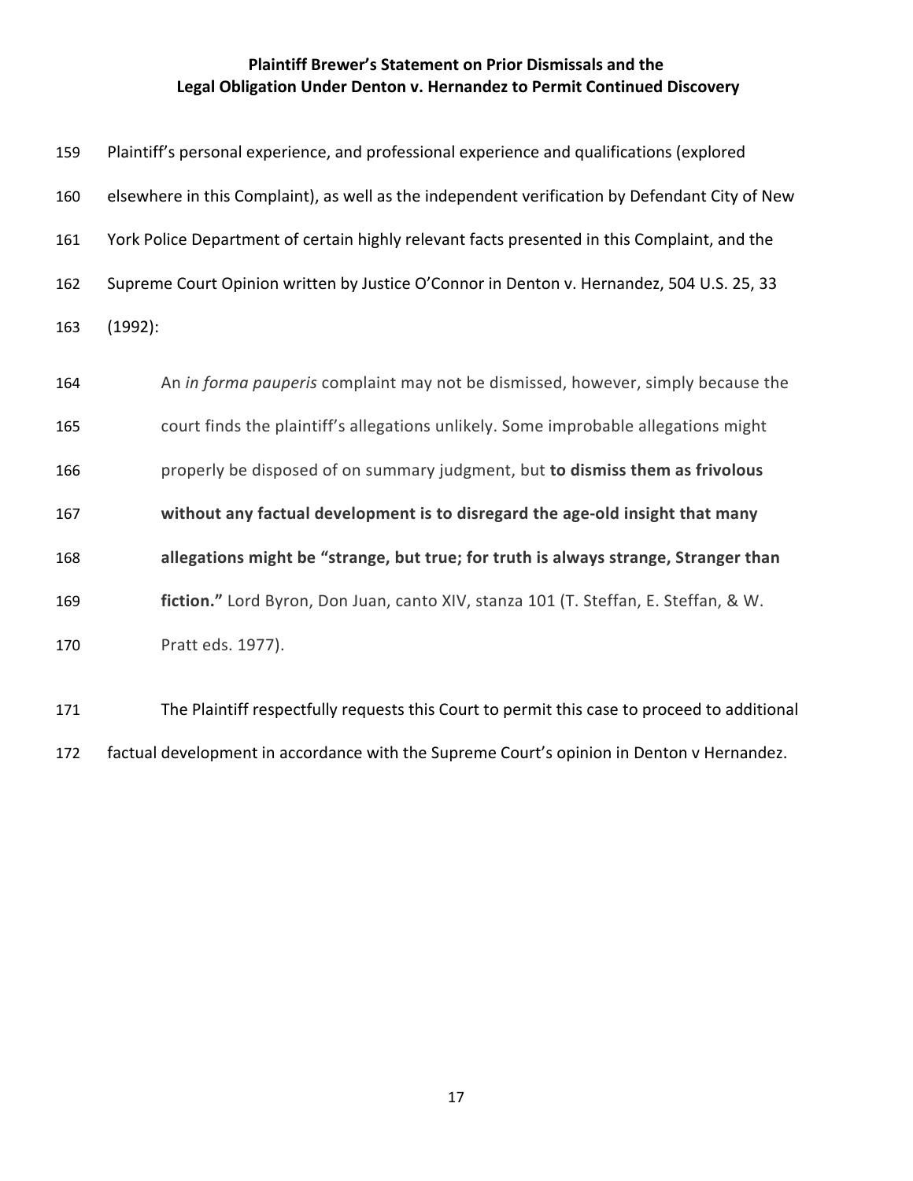**Plaintiff Brewer's Statement on Prior Dismissals and the Legal Obligation Under Denton v. Hernandez to Permit Continued Discovery**

Plaintiff's personal experience, and professional experience and qualifications (explored elsewhere in this Complaint), as well as the independent verification by Defendant City of New York Police Department of certain highly relevant facts presented in this Complaint, and the Supreme Court Opinion written by Justice O'Connor in Denton v. Hernandez, 504 U.S. 25, 33 (1992):

> An *in forma pauperis* complaint may not be dismissed, however, simply because the court finds the plaintiff's allegations unlikely. Some improbable allegations might properly be disposed of on summary judgment, but **to dismiss them as frivolous without any factual development is to disregard the age-old insight that many allegations might be "strange, but true; for truth is always strange, Stranger than fiction."** Lord Byron, Don Juan, canto XIV, stanza 101 (T. Steffan, E. Steffan, & W. Pratt eds. 1977).

The Plaintiff respectfully requests this Court to permit this case to proceed to additional factual development in accordance with the Supreme Court's opinion in Denton v Hernandez.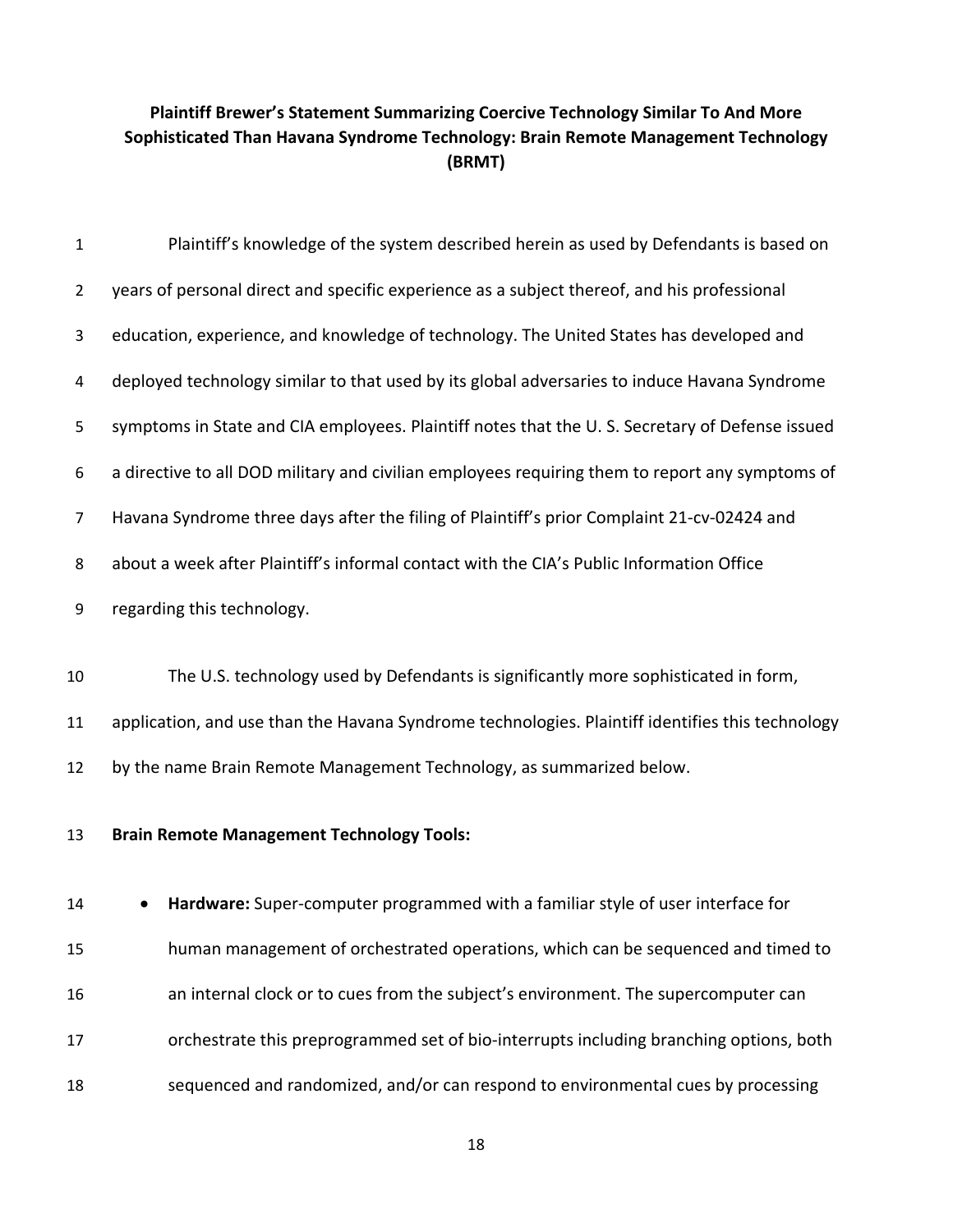**Plaintiff Brewer's Statement Summarizing Coercive Technology Similar To And More Sophisticated Than Havana Syndrome Technology: Brain Remote Management Technology (BRMT)**

Plaintiff's knowledge of the system described herein as used by Defendants is based on years of personal direct and specific experience as a subject thereof, and his professional education, experience, and knowledge of technology. The United States has developed and deployed technology similar to that used by its global adversaries to induce Havana Syndrome symptoms in State and CIA employees. Plaintiff notes that the U. S. Secretary of Defense issued a directive to all DOD military and civilian employees requiring them to report any symptoms of Havana Syndrome three days after the filing of Plaintiff's prior Complaint 21-cv-02424 and about a week after Plaintiff's informal contact with the CIA's Public Information Office regarding this technology.

The U.S. technology used by Defendants is significantly more sophisticated in form, application, and use than the Havana Syndrome technologies. Plaintiff identifies this technology by the name Brain Remote Management Technology, as summarized below.

**Brain Remote Management Technology Tools:**

- **Hardware:** Super-computer programmed with a familiar style of user interface for human management of orchestrated operations, which can be sequenced and timed to an internal clock or to cues from the subject's environment. The supercomputer can orchestrate this preprogrammed set of bio-interrupts including branching options, both sequenced and randomized, and/or can respond to environmental cues by processing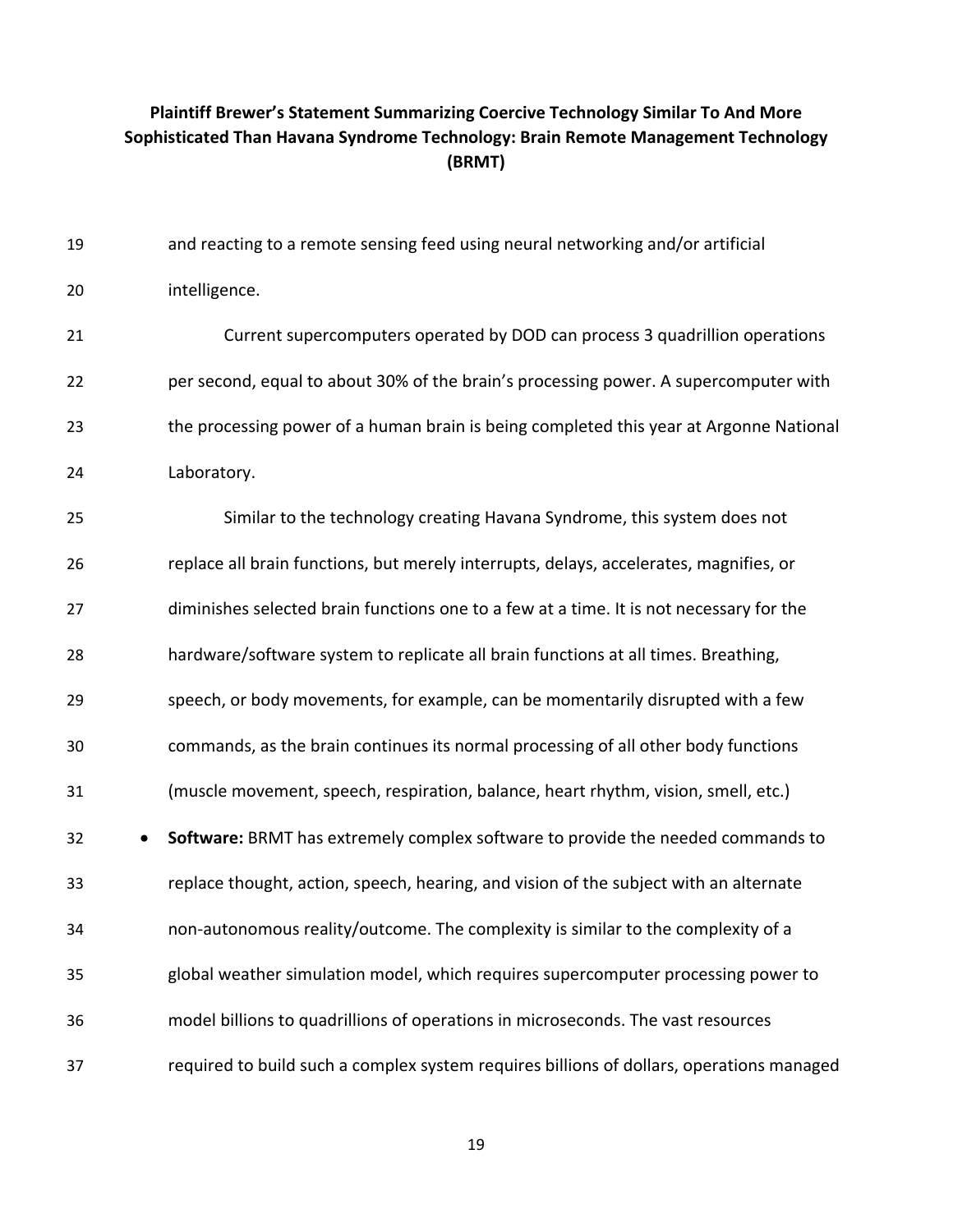and reacting to a remote sensing feed using neural networking and/or artificial intelligence.

Current supercomputers operated by DOD can process 3 quadrillion operations per second, equal to about 30% of the brain's processing power. A supercomputer with the processing power of a human brain is being completed this year at Argonne National Laboratory.

Similar to the technology creating Havana Syndrome, this system does not replace all brain functions, but merely interrupts, delays, accelerates, magnifies, or diminishes selected brain functions one to a few at a time. It is not necessary for the hardware/software system to replicate all brain functions at all times. Breathing, speech, or body movements, for example, can be momentarily disrupted with a few commands, as the brain continues its normal processing of all other body functions (muscle movement, speech, respiration, balance, heart rhythm, vision, smell, etc.)

- **Software:** BRMT has extremely complex software to provide the needed commands to replace thought, action, speech, hearing, and vision of the subject with an alternate non-autonomous reality/outcome. The complexity is similar to the complexity of a global weather simulation model, which requires supercomputer processing power to model billions to quadrillions of operations in microseconds. The vast resources required to build such a complex system requires billions of dollars, operations managed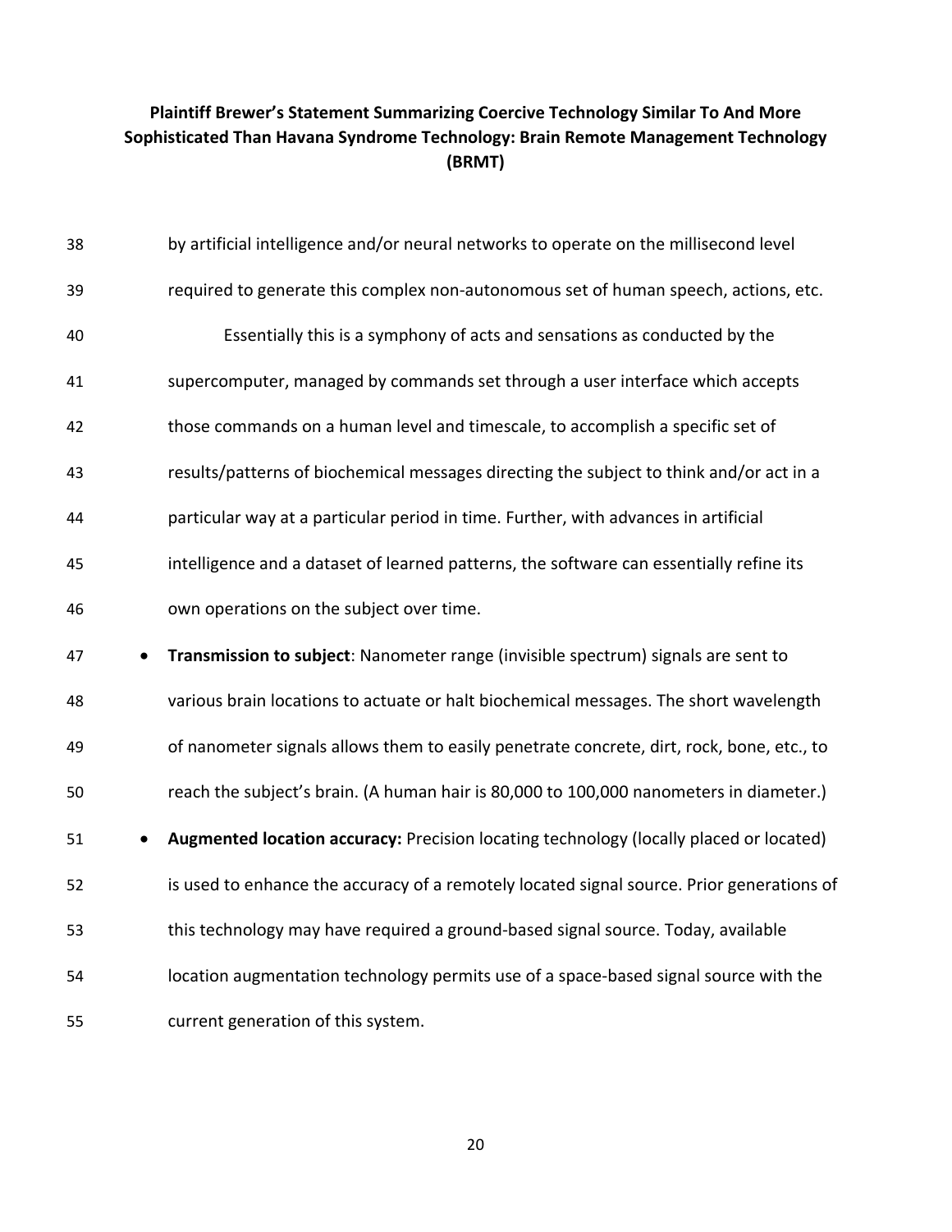**Plaintiff Brewer's Statement Summarizing Coercive Technology Similar To And More Sophisticated Than Havana Syndrome Technology: Brain Remote Management Technology (BRMT)**

by artificial intelligence and/or neural networks to operate on the millisecond level required to generate this complex non-autonomous set of human speech, actions, etc.

Essentially this is a symphony of acts and sensations as conducted by the supercomputer, managed by commands set through a user interface which accepts those commands on a human level and timescale, to accomplish a specific set of results/patterns of biochemical messages directing the subject to think and/or act in a particular way at a particular period in time. Further, with advances in artificial intelligence and a dataset of learned patterns, the software can essentially refine its own operations on the subject over time.

- **Transmission to subject**: Nanometer range (invisible spectrum) signals are sent to various brain locations to actuate or halt biochemical messages. The short wavelength of nanometer signals allows them to easily penetrate concrete, dirt, rock, bone, etc., to reach the subject's brain. (A human hair is 80,000 to 100,000 nanometers in diameter.)
- **Augmented location accuracy:** Precision locating technology (locally placed or located) is used to enhance the accuracy of a remotely located signal source. Prior generations of this technology may have required a ground-based signal source. Today, available location augmentation technology permits use of a space-based signal source with the current generation of this system.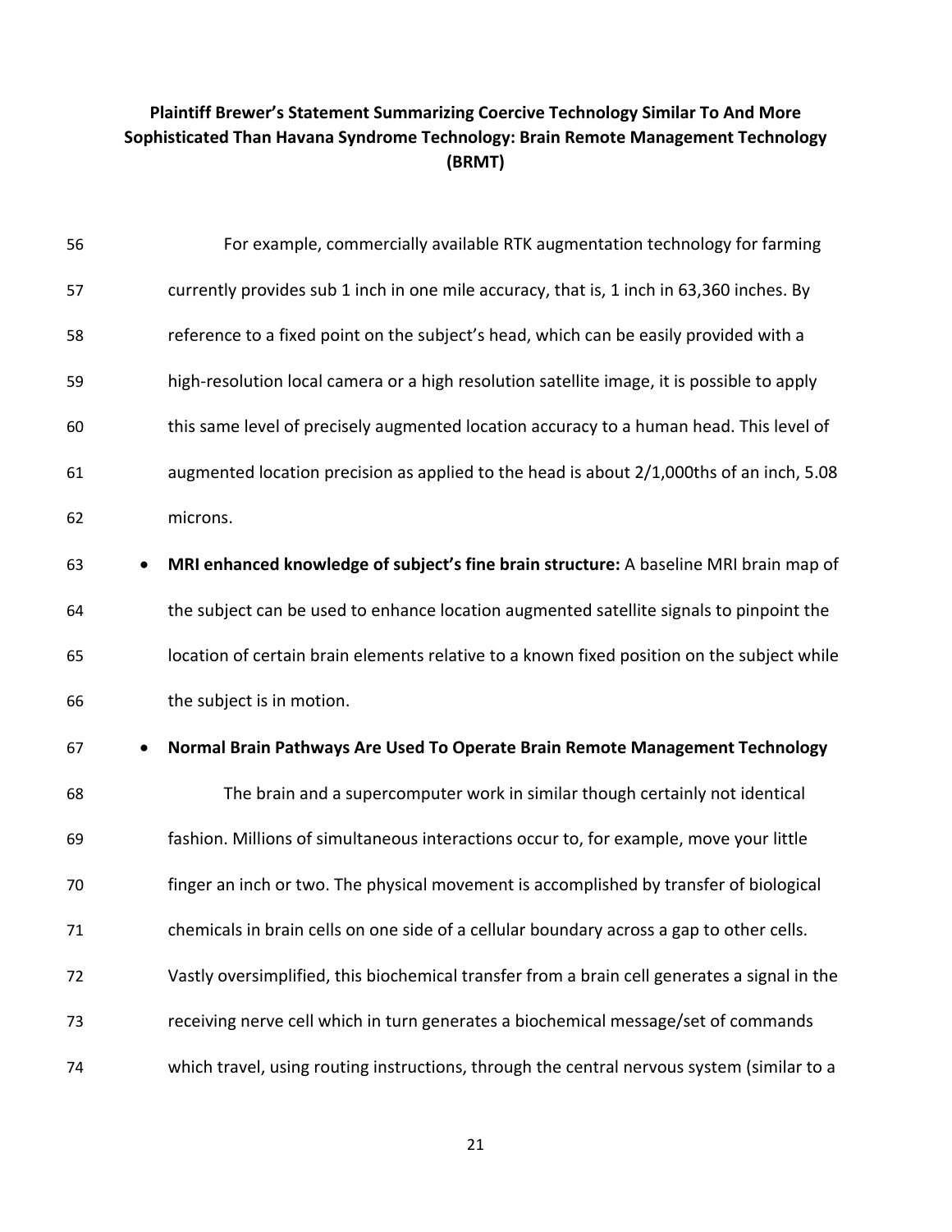**Plaintiff Brewer's Statement Summarizing Coercive Technology Similar To And More Sophisticated Than Havana Syndrome Technology: Brain Remote Management Technology (BRMT)**

56 For example, commercially available RTK augmentation technology for farming
57 currently provides sub 1 inch in one mile accuracy, that is, 1 inch in 63,360 inches. By
58 reference to a fixed point on the subject's head, which can be easily provided with a
59 high-resolution local camera or a high resolution satellite image, it is possible to apply
60 this same level of precisely augmented location accuracy to a human head. This level of
61 augmented location precision as applied to the head is about 2/1,000ths of an inch, 5.08
62 microns.

63 • **MRI enhanced knowledge of subject's fine brain structure:** A baseline MRI brain map of
64 the subject can be used to enhance location augmented satellite signals to pinpoint the
65 location of certain brain elements relative to a known fixed position on the subject while
66 the subject is in motion.

67 • **Normal Brain Pathways Are Used To Operate Brain Remote Management Technology**

68 The brain and a supercomputer work in similar though certainly not identical
69 fashion. Millions of simultaneous interactions occur to, for example, move your little
70 finger an inch or two. The physical movement is accomplished by transfer of biological
71 chemicals in brain cells on one side of a cellular boundary across a gap to other cells.
72 Vastly oversimplified, this biochemical transfer from a brain cell generates a signal in the
73 receiving nerve cell which in turn generates a biochemical message/set of commands
74 which travel, using routing instructions, through the central nervous system (similar to a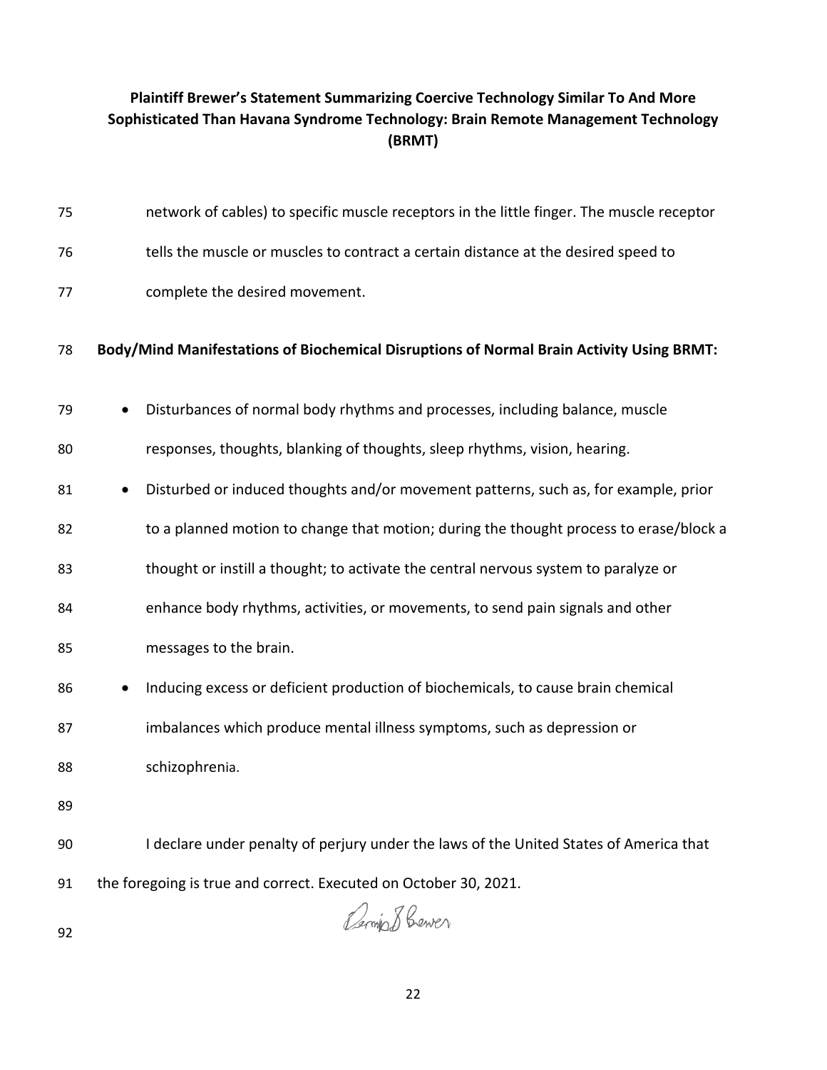network of cables) to specific muscle receptors in the little finger. The muscle receptor tells the muscle or muscles to contract a certain distance at the desired speed to complete the desired movement.

**Body/Mind Manifestations of Biochemical Disruptions of Normal Brain Activity Using BRMT:**

- Disturbances of normal body rhythms and processes, including balance, muscle responses, thoughts, blanking of thoughts, sleep rhythms, vision, hearing.
- Disturbed or induced thoughts and/or movement patterns, such as, for example, prior to a planned motion to change that motion; during the thought process to erase/block a thought or instill a thought; to activate the central nervous system to paralyze or enhance body rhythms, activities, or movements, to send pain signals and other messages to the brain.
- Inducing excess or deficient production of biochemicals, to cause brain chemical imbalances which produce mental illness symptoms, such as depression or schizophrenia.

I declare under penalty of perjury under the laws of the United States of America that the foregoing is true and correct. Executed on October 30, 2021.

Dennis S Brewer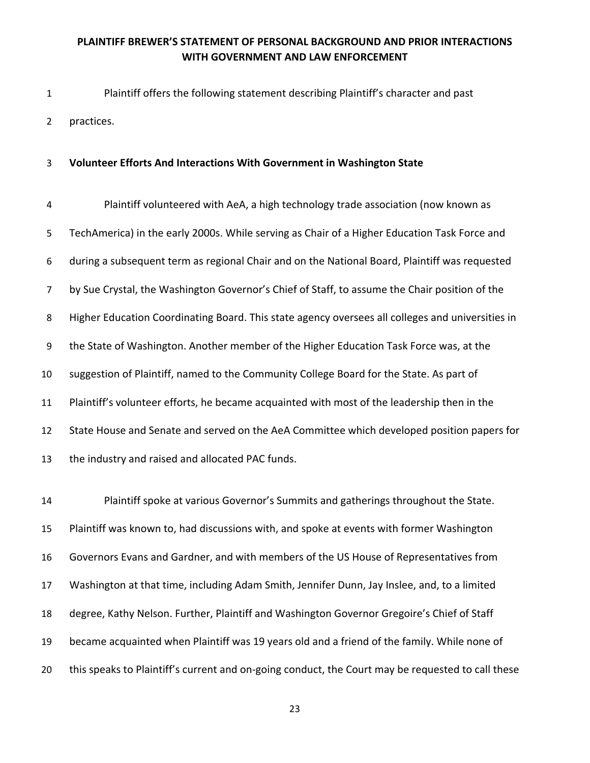**PLAINTIFF BREWER'S STATEMENT OF PERSONAL BACKGROUND AND PRIOR INTERACTIONS WITH GOVERNMENT AND LAW ENFORCEMENT**

Plaintiff offers the following statement describing Plaintiff's character and past practices.

**Volunteer Efforts And Interactions With Government in Washington State**

Plaintiff volunteered with AeA, a high technology trade association (now known as TechAmerica) in the early 2000s. While serving as Chair of a Higher Education Task Force and during a subsequent term as regional Chair and on the National Board, Plaintiff was requested by Sue Crystal, the Washington Governor's Chief of Staff, to assume the Chair position of the Higher Education Coordinating Board. This state agency oversees all colleges and universities in the State of Washington. Another member of the Higher Education Task Force was, at the suggestion of Plaintiff, named to the Community College Board for the State. As part of Plaintiff's volunteer efforts, he became acquainted with most of the leadership then in the State House and Senate and served on the AeA Committee which developed position papers for the industry and raised and allocated PAC funds.

Plaintiff spoke at various Governor's Summits and gatherings throughout the State. Plaintiff was known to, had discussions with, and spoke at events with former Washington Governors Evans and Gardner, and with members of the US House of Representatives from Washington at that time, including Adam Smith, Jennifer Dunn, Jay Inslee, and, to a limited degree, Kathy Nelson. Further, Plaintiff and Washington Governor Gregoire's Chief of Staff became acquainted when Plaintiff was 19 years old and a friend of the family. While none of this speaks to Plaintiff's current and on-going conduct, the Court may be requested to call these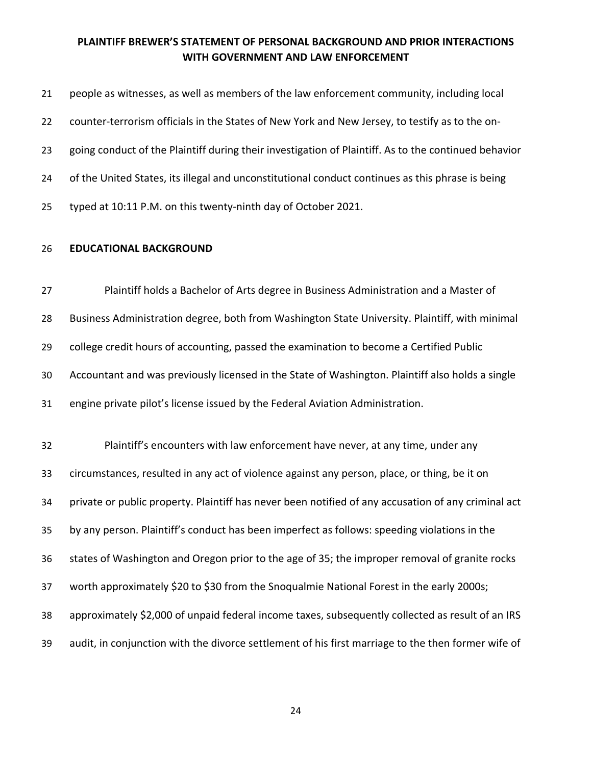people as witnesses, as well as members of the law enforcement community, including local counter-terrorism officials in the States of New York and New Jersey, to testify as to the on-going conduct of the Plaintiff during their investigation of Plaintiff. As to the continued behavior of the United States, its illegal and unconstitutional conduct continues as this phrase is being typed at 10:11 P.M. on this twenty-ninth day of October 2021.

**EDUCATIONAL BACKGROUND**

Plaintiff holds a Bachelor of Arts degree in Business Administration and a Master of Business Administration degree, both from Washington State University. Plaintiff, with minimal college credit hours of accounting, passed the examination to become a Certified Public Accountant and was previously licensed in the State of Washington. Plaintiff also holds a single engine private pilot's license issued by the Federal Aviation Administration.

Plaintiff's encounters with law enforcement have never, at any time, under any circumstances, resulted in any act of violence against any person, place, or thing, be it on private or public property. Plaintiff has never been notified of any accusation of any criminal act by any person. Plaintiff's conduct has been imperfect as follows: speeding violations in the states of Washington and Oregon prior to the age of 35; the improper removal of granite rocks worth approximately $20 to $30 from the Snoqualmie National Forest in the early 2000s; approximately $2,000 of unpaid federal income taxes, subsequently collected as result of an IRS audit, in conjunction with the divorce settlement of his first marriage to the then former wife of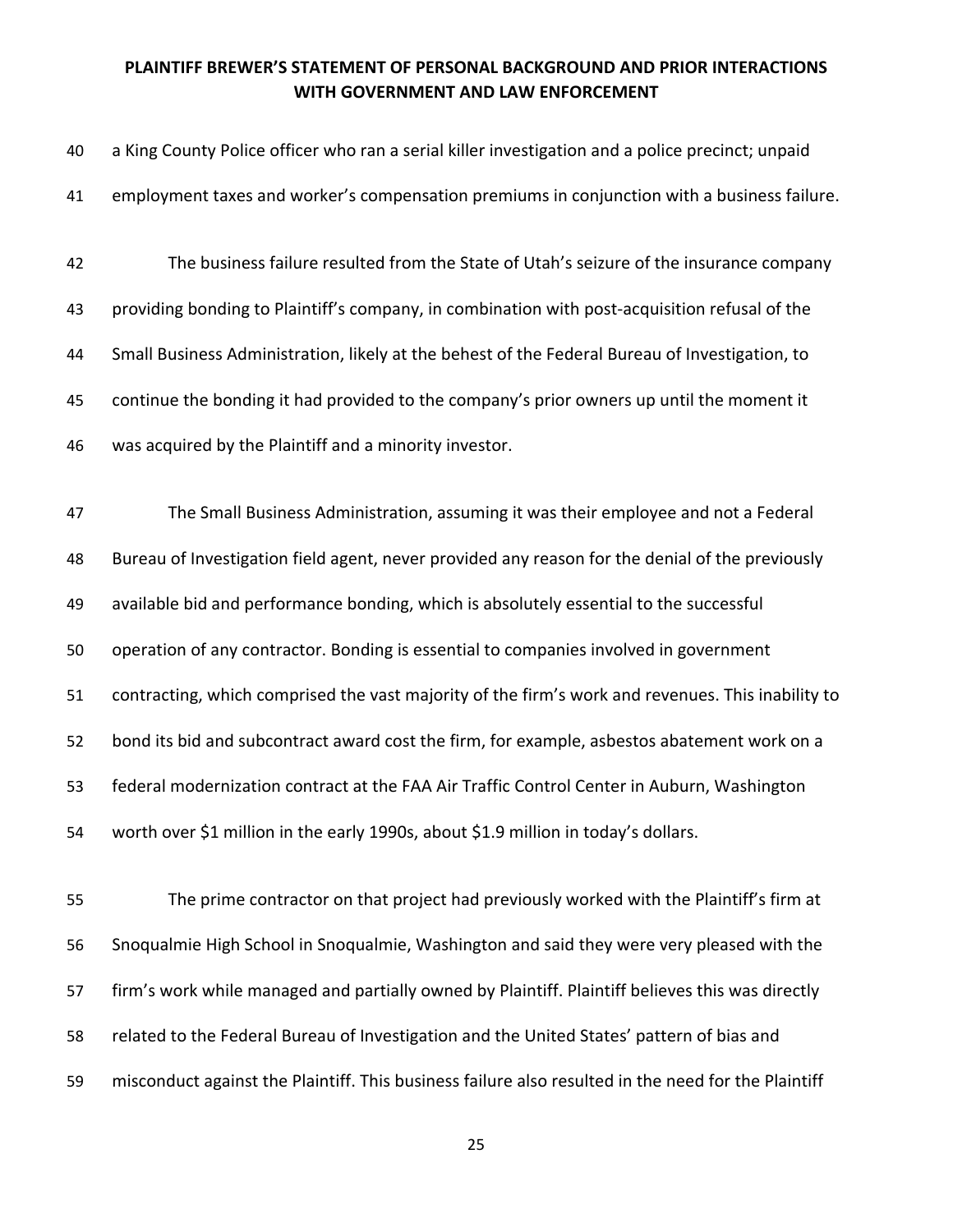**PLAINTIFF BREWER'S STATEMENT OF PERSONAL BACKGROUND AND PRIOR INTERACTIONS WITH GOVERNMENT AND LAW ENFORCEMENT**

a King County Police officer who ran a serial killer investigation and a police precinct; unpaid employment taxes and worker's compensation premiums in conjunction with a business failure.

The business failure resulted from the State of Utah's seizure of the insurance company providing bonding to Plaintiff's company, in combination with post-acquisition refusal of the Small Business Administration, likely at the behest of the Federal Bureau of Investigation, to continue the bonding it had provided to the company's prior owners up until the moment it was acquired by the Plaintiff and a minority investor.

The Small Business Administration, assuming it was their employee and not a Federal Bureau of Investigation field agent, never provided any reason for the denial of the previously available bid and performance bonding, which is absolutely essential to the successful operation of any contractor. Bonding is essential to companies involved in government contracting, which comprised the vast majority of the firm's work and revenues. This inability to bond its bid and subcontract award cost the firm, for example, asbestos abatement work on a federal modernization contract at the FAA Air Traffic Control Center in Auburn, Washington worth over $1 million in the early 1990s, about $1.9 million in today's dollars.

The prime contractor on that project had previously worked with the Plaintiff's firm at Snoqualmie High School in Snoqualmie, Washington and said they were very pleased with the firm's work while managed and partially owned by Plaintiff. Plaintiff believes this was directly related to the Federal Bureau of Investigation and the United States' pattern of bias and misconduct against the Plaintiff. This business failure also resulted in the need for the Plaintiff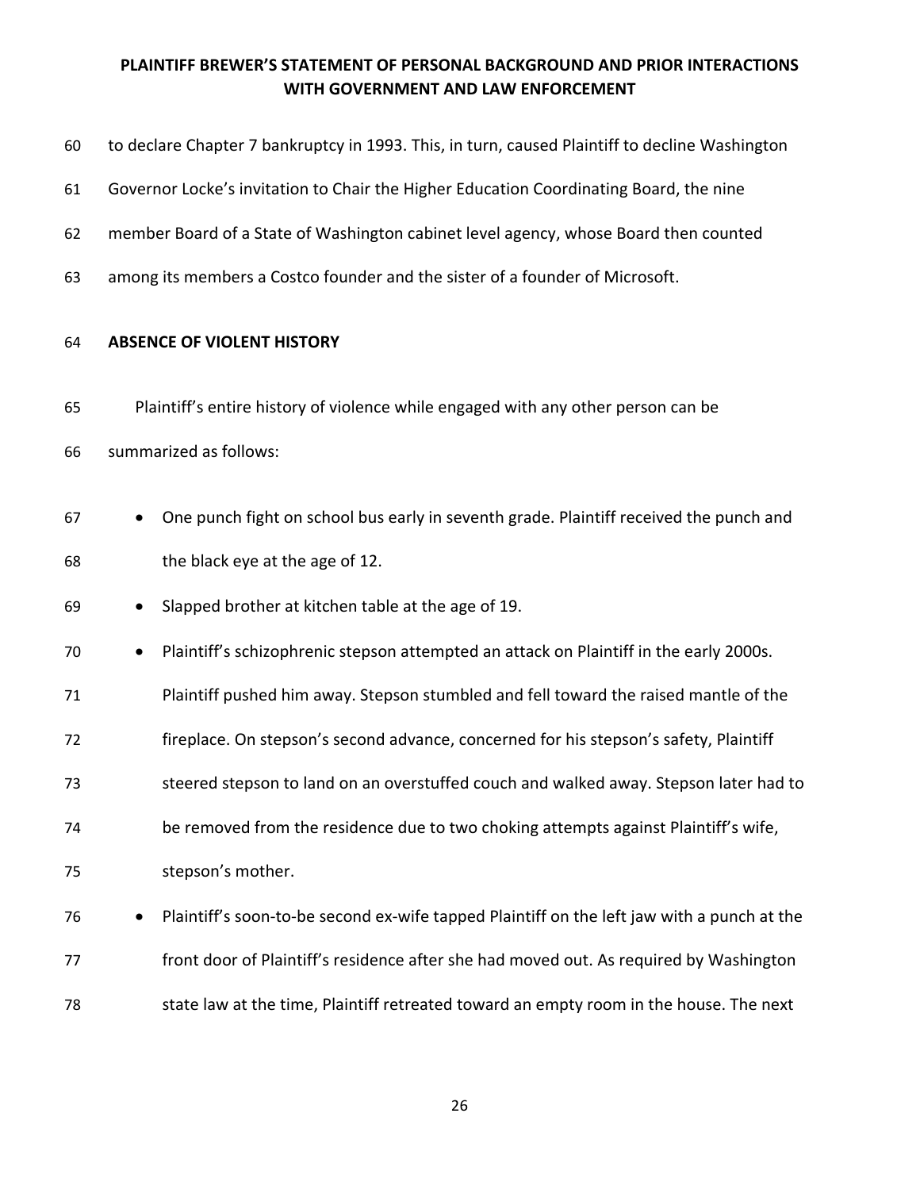to declare Chapter 7 bankruptcy in 1993. This, in turn, caused Plaintiff to decline Washington Governor Locke's invitation to Chair the Higher Education Coordinating Board, the nine member Board of a State of Washington cabinet level agency, whose Board then counted among its members a Costco founder and the sister of a founder of Microsoft.

**ABSENCE OF VIOLENT HISTORY**

Plaintiff's entire history of violence while engaged with any other person can be summarized as follows:

- One punch fight on school bus early in seventh grade. Plaintiff received the punch and the black eye at the age of 12.
- Slapped brother at kitchen table at the age of 19.
- Plaintiff's schizophrenic stepson attempted an attack on Plaintiff in the early 2000s. Plaintiff pushed him away. Stepson stumbled and fell toward the raised mantle of the fireplace. On stepson's second advance, concerned for his stepson's safety, Plaintiff steered stepson to land on an overstuffed couch and walked away. Stepson later had to be removed from the residence due to two choking attempts against Plaintiff's wife, stepson's mother.
- Plaintiff's soon-to-be second ex-wife tapped Plaintiff on the left jaw with a punch at the front door of Plaintiff's residence after she had moved out. As required by Washington state law at the time, Plaintiff retreated toward an empty room in the house. The next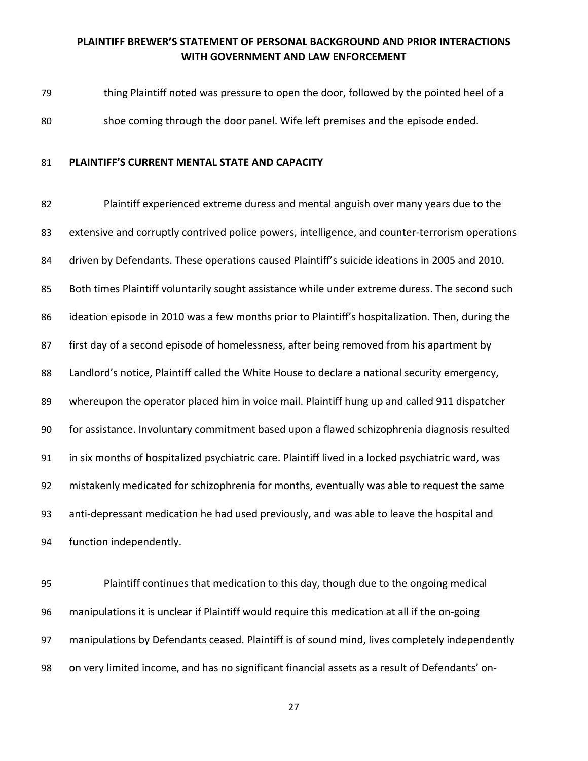thing Plaintiff noted was pressure to open the door, followed by the pointed heel of a shoe coming through the door panel. Wife left premises and the episode ended.

**PLAINTIFF'S CURRENT MENTAL STATE AND CAPACITY**

Plaintiff experienced extreme duress and mental anguish over many years due to the extensive and corruptly contrived police powers, intelligence, and counter-terrorism operations driven by Defendants. These operations caused Plaintiff's suicide ideations in 2005 and 2010. Both times Plaintiff voluntarily sought assistance while under extreme duress. The second such ideation episode in 2010 was a few months prior to Plaintiff's hospitalization. Then, during the first day of a second episode of homelessness, after being removed from his apartment by Landlord's notice, Plaintiff called the White House to declare a national security emergency, whereupon the operator placed him in voice mail. Plaintiff hung up and called 911 dispatcher for assistance. Involuntary commitment based upon a flawed schizophrenia diagnosis resulted in six months of hospitalized psychiatric care. Plaintiff lived in a locked psychiatric ward, was mistakenly medicated for schizophrenia for months, eventually was able to request the same anti-depressant medication he had used previously, and was able to leave the hospital and function independently.

Plaintiff continues that medication to this day, though due to the ongoing medical manipulations it is unclear if Plaintiff would require this medication at all if the on-going manipulations by Defendants ceased. Plaintiff is of sound mind, lives completely independently on very limited income, and has no significant financial assets as a result of Defendants' on-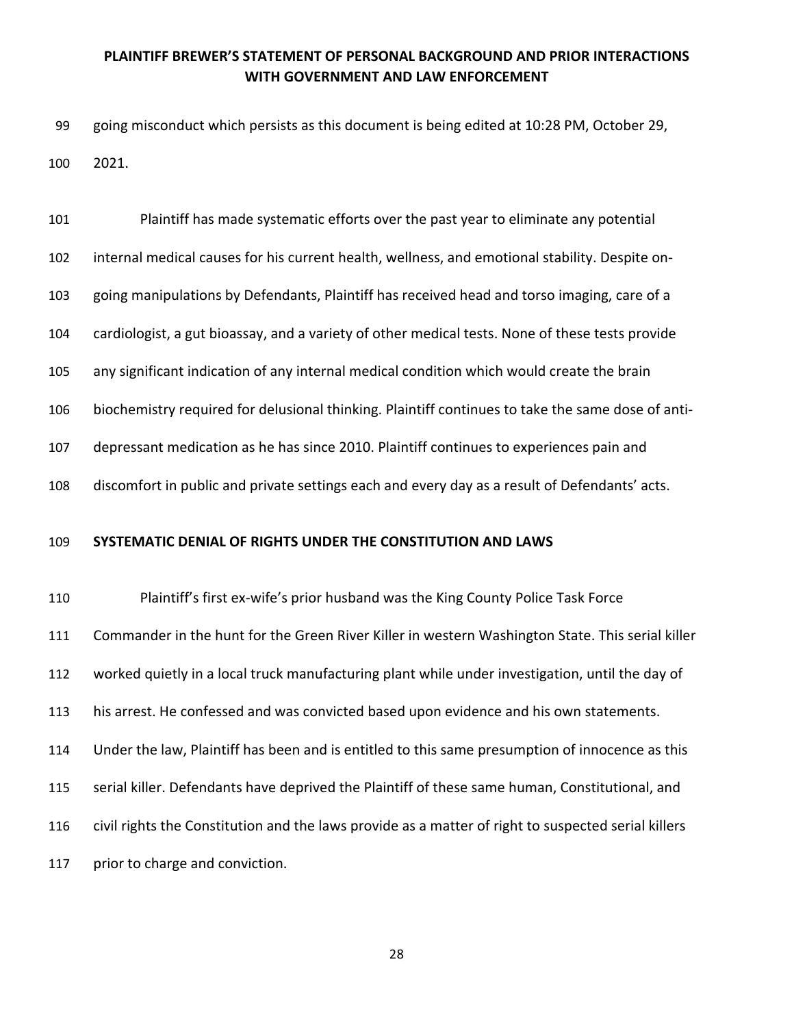going misconduct which persists as this document is being edited at 10:28 PM, October 29, 2021.

Plaintiff has made systematic efforts over the past year to eliminate any potential internal medical causes for his current health, wellness, and emotional stability. Despite on-going manipulations by Defendants, Plaintiff has received head and torso imaging, care of a cardiologist, a gut bioassay, and a variety of other medical tests. None of these tests provide any significant indication of any internal medical condition which would create the brain biochemistry required for delusional thinking. Plaintiff continues to take the same dose of anti-depressant medication as he has since 2010. Plaintiff continues to experiences pain and discomfort in public and private settings each and every day as a result of Defendants' acts.

## SYSTEMATIC DENIAL OF RIGHTS UNDER THE CONSTITUTION AND LAWS

Plaintiff's first ex-wife's prior husband was the King County Police Task Force Commander in the hunt for the Green River Killer in western Washington State. This serial killer worked quietly in a local truck manufacturing plant while under investigation, until the day of his arrest. He confessed and was convicted based upon evidence and his own statements. Under the law, Plaintiff has been and is entitled to this same presumption of innocence as this serial killer. Defendants have deprived the Plaintiff of these same human, Constitutional, and civil rights the Constitution and the laws provide as a matter of right to suspected serial killers prior to charge and conviction.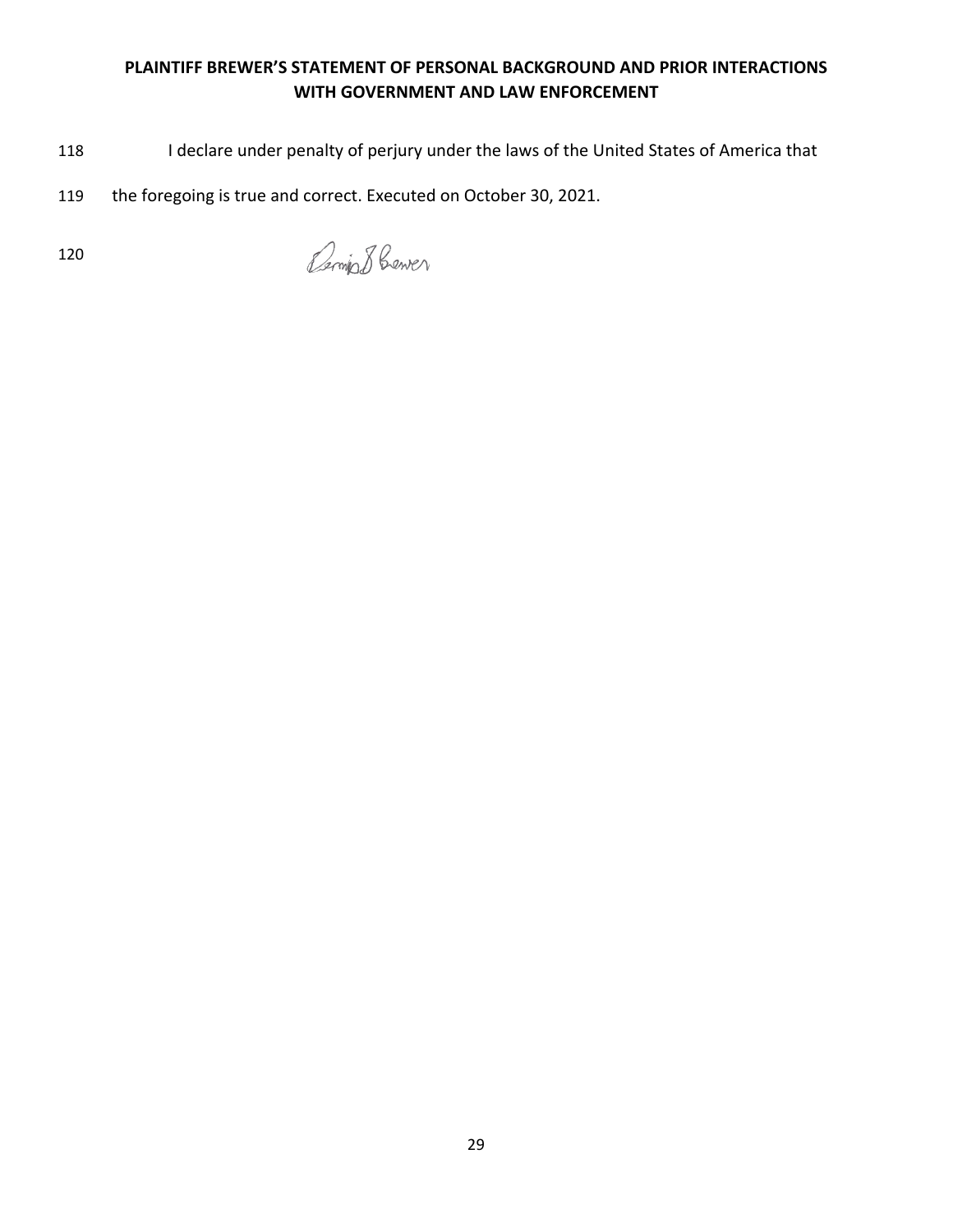**PLAINTIFF BREWER'S STATEMENT OF PERSONAL BACKGROUND AND PRIOR INTERACTIONS WITH GOVERNMENT AND LAW ENFORCEMENT**

118 I declare under penalty of perjury under the laws of the United States of America that

119 the foregoing is true and correct. Executed on October 30, 2021.

120 Dermis B Brewer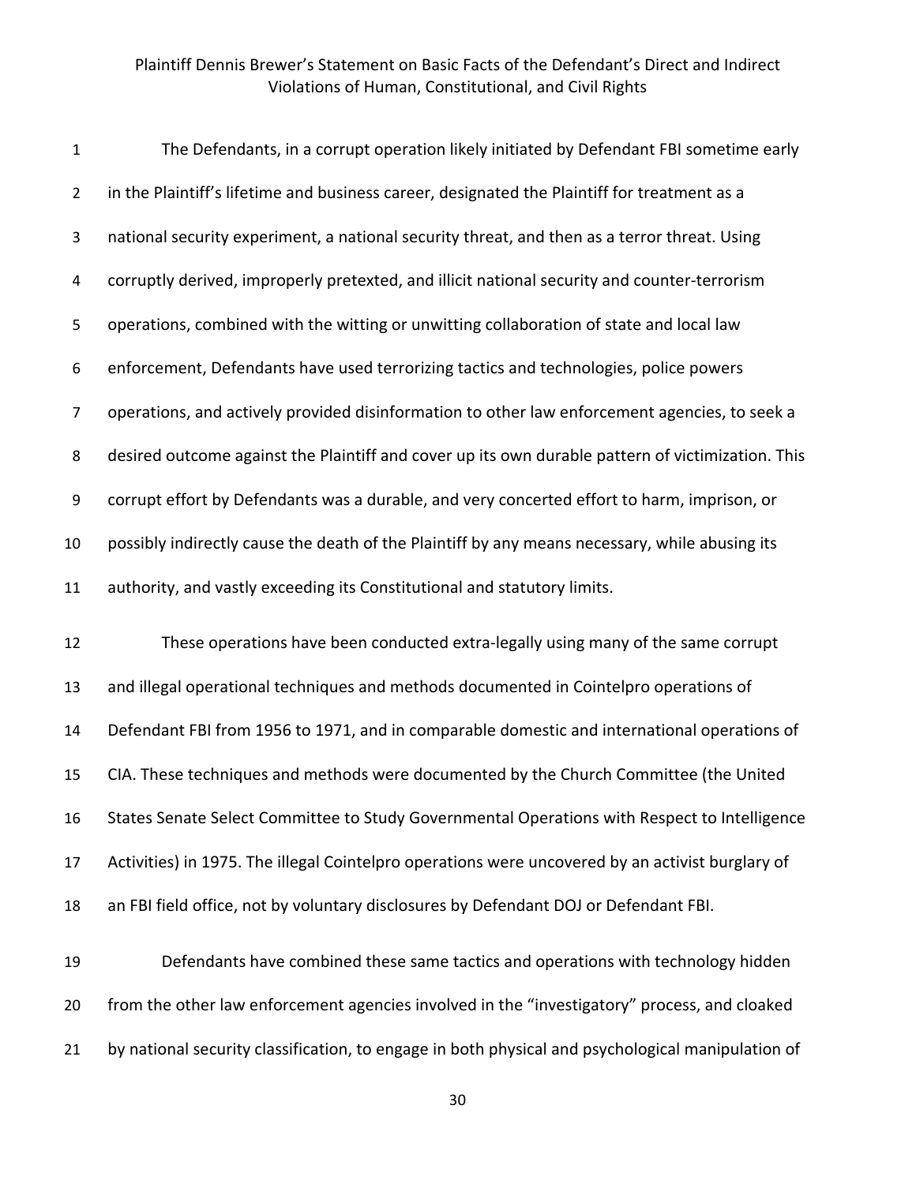Plaintiff Dennis Brewer's Statement on Basic Facts of the Defendant's Direct and Indirect Violations of Human, Constitutional, and Civil Rights

The Defendants, in a corrupt operation likely initiated by Defendant FBI sometime early in the Plaintiff's lifetime and business career, designated the Plaintiff for treatment as a national security experiment, a national security threat, and then as a terror threat. Using corruptly derived, improperly pretexted, and illicit national security and counter-terrorism operations, combined with the witting or unwitting collaboration of state and local law enforcement, Defendants have used terrorizing tactics and technologies, police powers operations, and actively provided disinformation to other law enforcement agencies, to seek a desired outcome against the Plaintiff and cover up its own durable pattern of victimization. This corrupt effort by Defendants was a durable, and very concerted effort to harm, imprison, or possibly indirectly cause the death of the Plaintiff by any means necessary, while abusing its authority, and vastly exceeding its Constitutional and statutory limits.

These operations have been conducted extra-legally using many of the same corrupt and illegal operational techniques and methods documented in Cointelpro operations of Defendant FBI from 1956 to 1971, and in comparable domestic and international operations of CIA. These techniques and methods were documented by the Church Committee (the United States Senate Select Committee to Study Governmental Operations with Respect to Intelligence Activities) in 1975. The illegal Cointelpro operations were uncovered by an activist burglary of an FBI field office, not by voluntary disclosures by Defendant DOJ or Defendant FBI.

Defendants have combined these same tactics and operations with technology hidden from the other law enforcement agencies involved in the "investigatory" process, and cloaked by national security classification, to engage in both physical and psychological manipulation of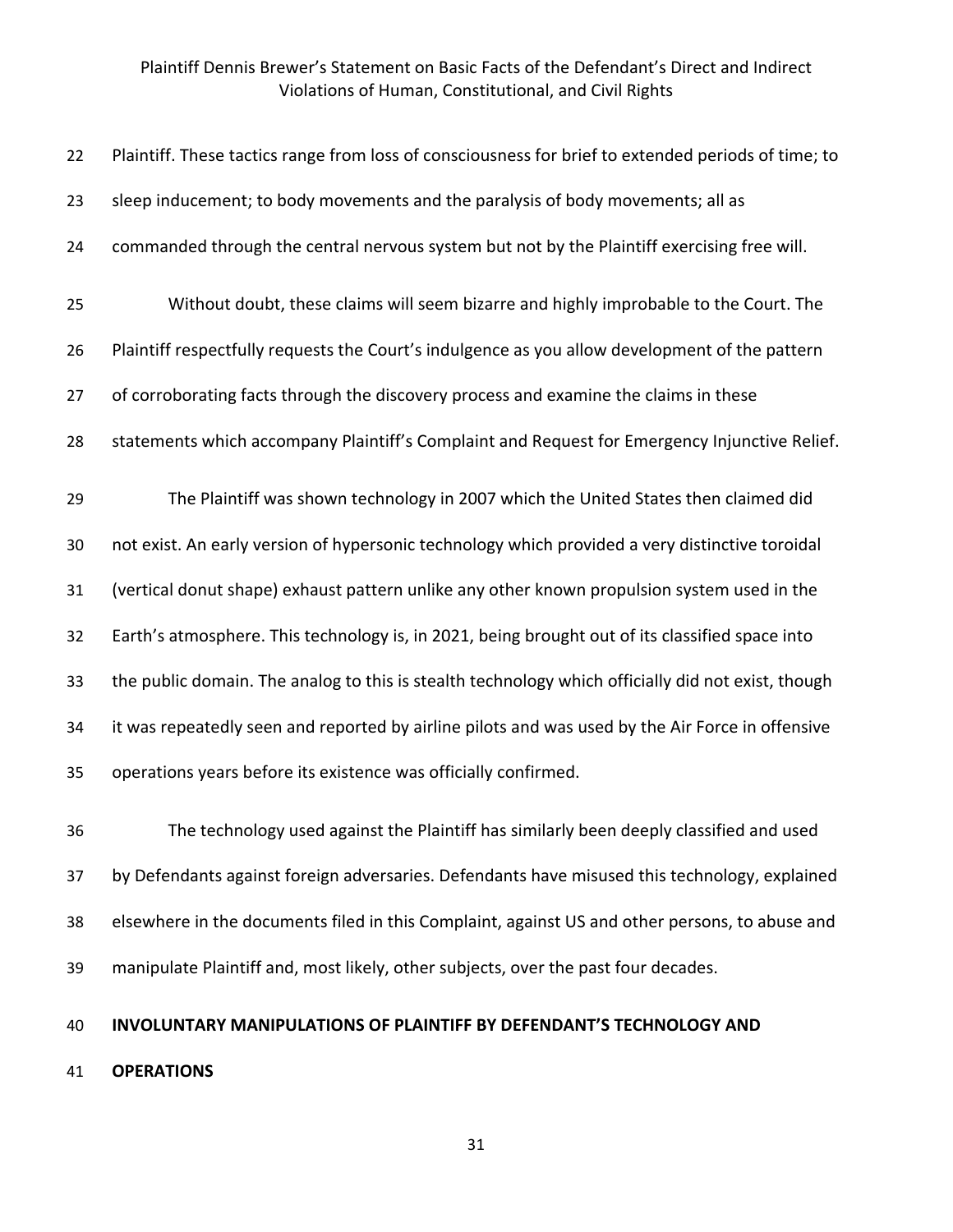Plaintiff. These tactics range from loss of consciousness for brief to extended periods of time; to sleep inducement; to body movements and the paralysis of body movements; all as commanded through the central nervous system but not by the Plaintiff exercising free will.

Without doubt, these claims will seem bizarre and highly improbable to the Court. The Plaintiff respectfully requests the Court's indulgence as you allow development of the pattern of corroborating facts through the discovery process and examine the claims in these statements which accompany Plaintiff's Complaint and Request for Emergency Injunctive Relief.

The Plaintiff was shown technology in 2007 which the United States then claimed did not exist. An early version of hypersonic technology which provided a very distinctive toroidal (vertical donut shape) exhaust pattern unlike any other known propulsion system used in the Earth's atmosphere. This technology is, in 2021, being brought out of its classified space into the public domain. The analog to this is stealth technology which officially did not exist, though it was repeatedly seen and reported by airline pilots and was used by the Air Force in offensive operations years before its existence was officially confirmed.

The technology used against the Plaintiff has similarly been deeply classified and used by Defendants against foreign adversaries. Defendants have misused this technology, explained elsewhere in the documents filed in this Complaint, against US and other persons, to abuse and manipulate Plaintiff and, most likely, other subjects, over the past four decades.

**INVOLUNTARY MANIPULATIONS OF PLAINTIFF BY DEFENDANT'S TECHNOLOGY AND OPERATIONS**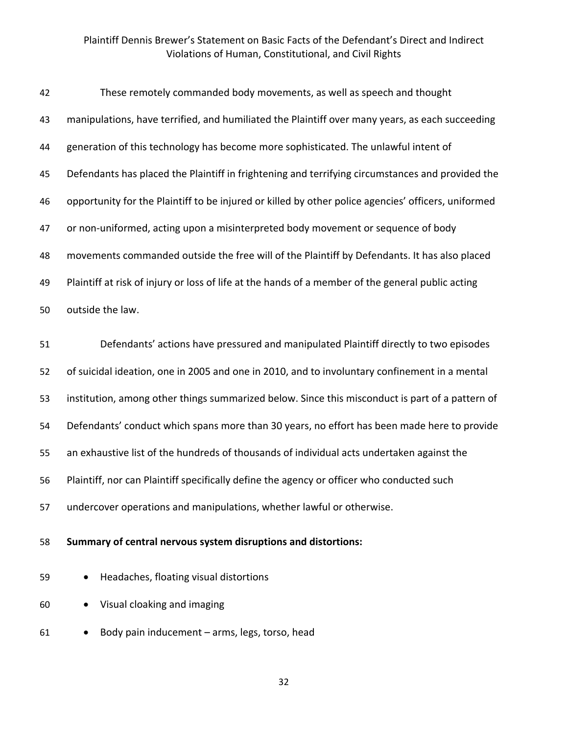These remotely commanded body movements, as well as speech and thought manipulations, have terrified, and humiliated the Plaintiff over many years, as each succeeding generation of this technology has become more sophisticated. The unlawful intent of Defendants has placed the Plaintiff in frightening and terrifying circumstances and provided the opportunity for the Plaintiff to be injured or killed by other police agencies' officers, uniformed or non-uniformed, acting upon a misinterpreted body movement or sequence of body movements commanded outside the free will of the Plaintiff by Defendants. It has also placed Plaintiff at risk of injury or loss of life at the hands of a member of the general public acting outside the law.

Defendants' actions have pressured and manipulated Plaintiff directly to two episodes of suicidal ideation, one in 2005 and one in 2010, and to involuntary confinement in a mental institution, among other things summarized below. Since this misconduct is part of a pattern of Defendants' conduct which spans more than 30 years, no effort has been made here to provide an exhaustive list of the hundreds of thousands of individual acts undertaken against the Plaintiff, nor can Plaintiff specifically define the agency or officer who conducted such undercover operations and manipulations, whether lawful or otherwise.

**Summary of central nervous system disruptions and distortions:**

- Headaches, floating visual distortions
- Visual cloaking and imaging
- Body pain inducement – arms, legs, torso, head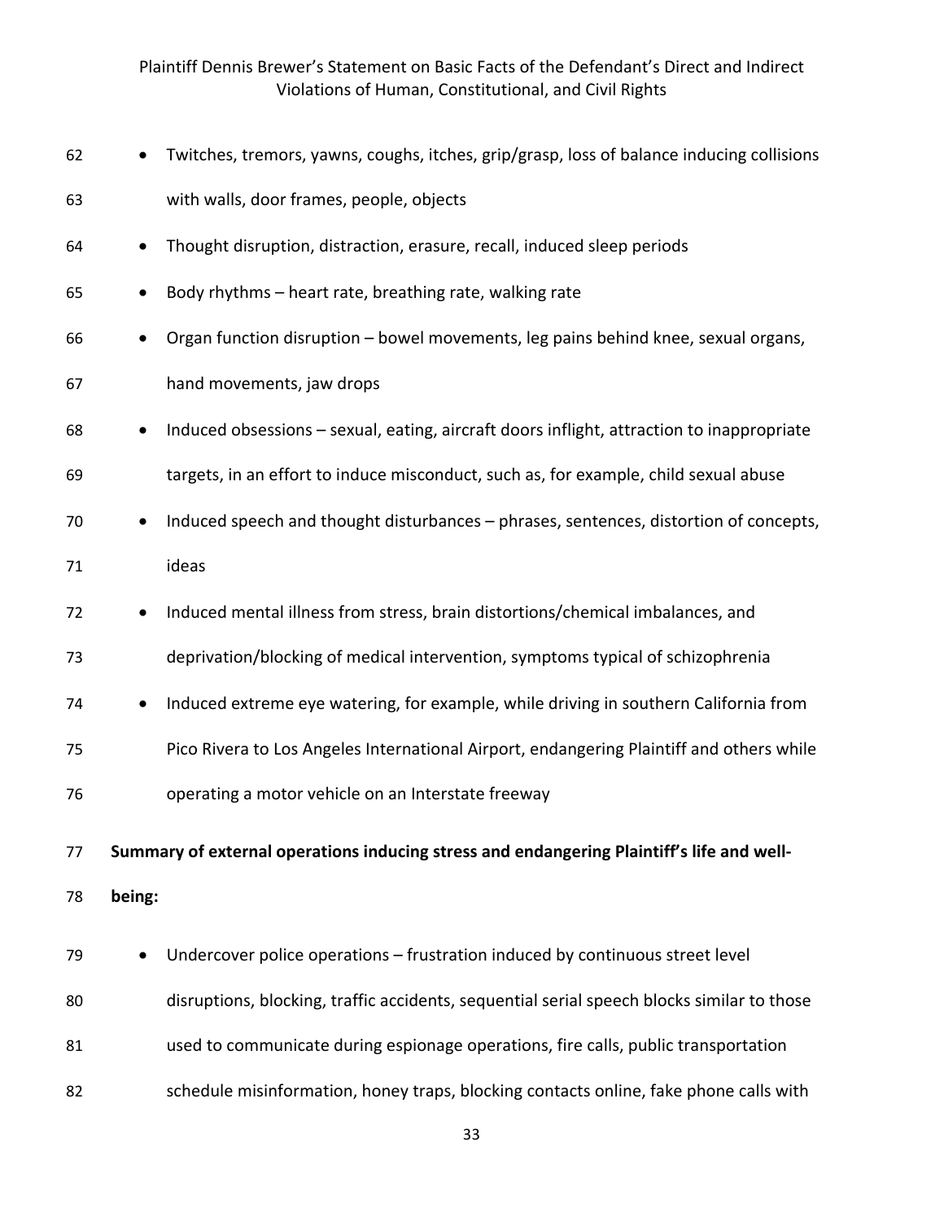- Twitches, tremors, yawns, coughs, itches, grip/grasp, loss of balance inducing collisions with walls, door frames, people, objects
- Thought disruption, distraction, erasure, recall, induced sleep periods
- Body rhythms – heart rate, breathing rate, walking rate
- Organ function disruption – bowel movements, leg pains behind knee, sexual organs, hand movements, jaw drops
- Induced obsessions – sexual, eating, aircraft doors inflight, attraction to inappropriate targets, in an effort to induce misconduct, such as, for example, child sexual abuse
- Induced speech and thought disturbances – phrases, sentences, distortion of concepts, ideas
- Induced mental illness from stress, brain distortions/chemical imbalances, and deprivation/blocking of medical intervention, symptoms typical of schizophrenia
- Induced extreme eye watering, for example, while driving in southern California from Pico Rivera to Los Angeles International Airport, endangering Plaintiff and others while operating a motor vehicle on an Interstate freeway

**Summary of external operations inducing stress and endangering Plaintiff's life and well-being:**

- Undercover police operations – frustration induced by continuous street level disruptions, blocking, traffic accidents, sequential serial speech blocks similar to those used to communicate during espionage operations, fire calls, public transportation schedule misinformation, honey traps, blocking contacts online, fake phone calls with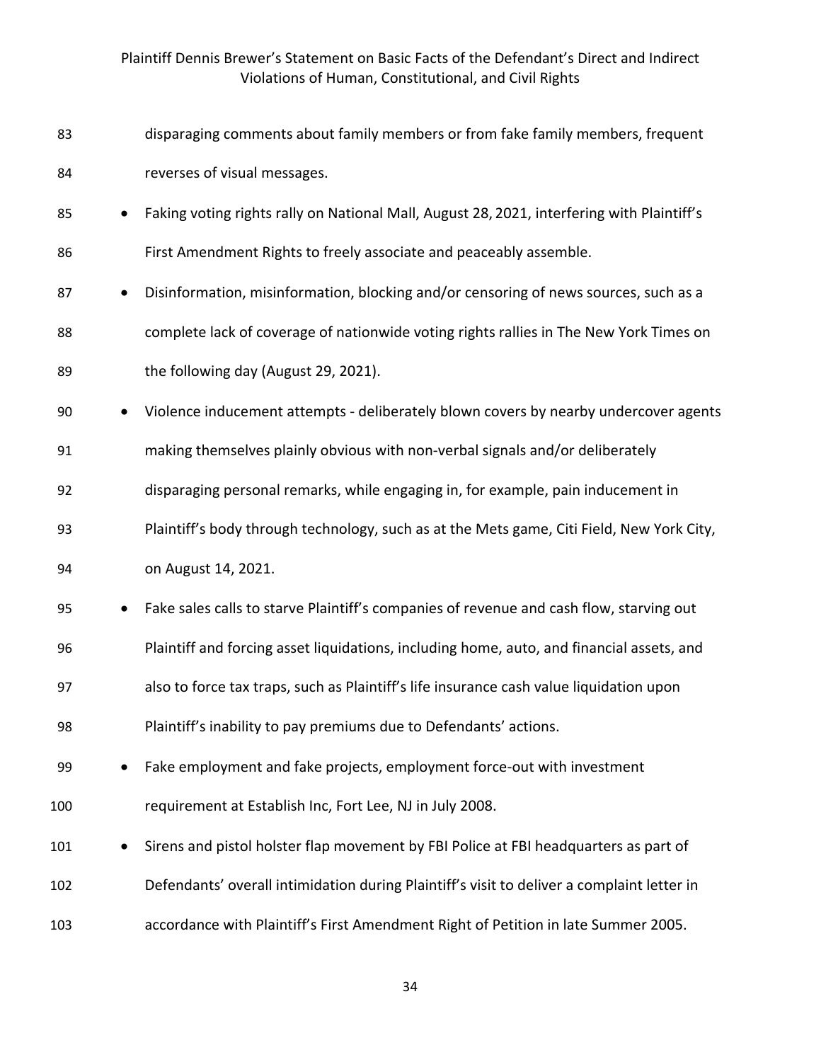disparaging comments about family members or from fake family members, frequent reverses of visual messages.

- Faking voting rights rally on National Mall, August 28, 2021, interfering with Plaintiff's First Amendment Rights to freely associate and peaceably assemble.
- Disinformation, misinformation, blocking and/or censoring of news sources, such as a complete lack of coverage of nationwide voting rights rallies in The New York Times on the following day (August 29, 2021).
- Violence inducement attempts - deliberately blown covers by nearby undercover agents making themselves plainly obvious with non-verbal signals and/or deliberately disparaging personal remarks, while engaging in, for example, pain inducement in Plaintiff's body through technology, such as at the Mets game, Citi Field, New York City, on August 14, 2021.
- Fake sales calls to starve Plaintiff's companies of revenue and cash flow, starving out Plaintiff and forcing asset liquidations, including home, auto, and financial assets, and also to force tax traps, such as Plaintiff's life insurance cash value liquidation upon Plaintiff's inability to pay premiums due to Defendants' actions.
- Fake employment and fake projects, employment force-out with investment requirement at Establish Inc, Fort Lee, NJ in July 2008.
- Sirens and pistol holster flap movement by FBI Police at FBI headquarters as part of Defendants' overall intimidation during Plaintiff's visit to deliver a complaint letter in accordance with Plaintiff's First Amendment Right of Petition in late Summer 2005.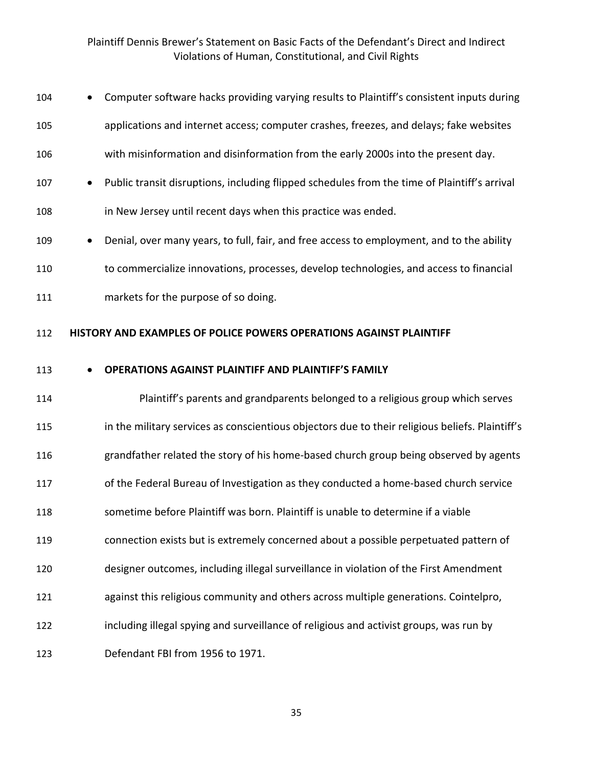- Computer software hacks providing varying results to Plaintiff's consistent inputs during applications and internet access; computer crashes, freezes, and delays; fake websites with misinformation and disinformation from the early 2000s into the present day.
- Public transit disruptions, including flipped schedules from the time of Plaintiff's arrival in New Jersey until recent days when this practice was ended.
- Denial, over many years, to full, fair, and free access to employment, and to the ability to commercialize innovations, processes, develop technologies, and access to financial markets for the purpose of so doing.

**HISTORY AND EXAMPLES OF POLICE POWERS OPERATIONS AGAINST PLAINTIFF**

- **OPERATIONS AGAINST PLAINTIFF AND PLAINTIFF'S FAMILY**

Plaintiff's parents and grandparents belonged to a religious group which serves in the military services as conscientious objectors due to their religious beliefs. Plaintiff's grandfather related the story of his home-based church group being observed by agents of the Federal Bureau of Investigation as they conducted a home-based church service sometime before Plaintiff was born. Plaintiff is unable to determine if a viable connection exists but is extremely concerned about a possible perpetuated pattern of designer outcomes, including illegal surveillance in violation of the First Amendment against this religious community and others across multiple generations. Cointelpro, including illegal spying and surveillance of religious and activist groups, was run by Defendant FBI from 1956 to 1971.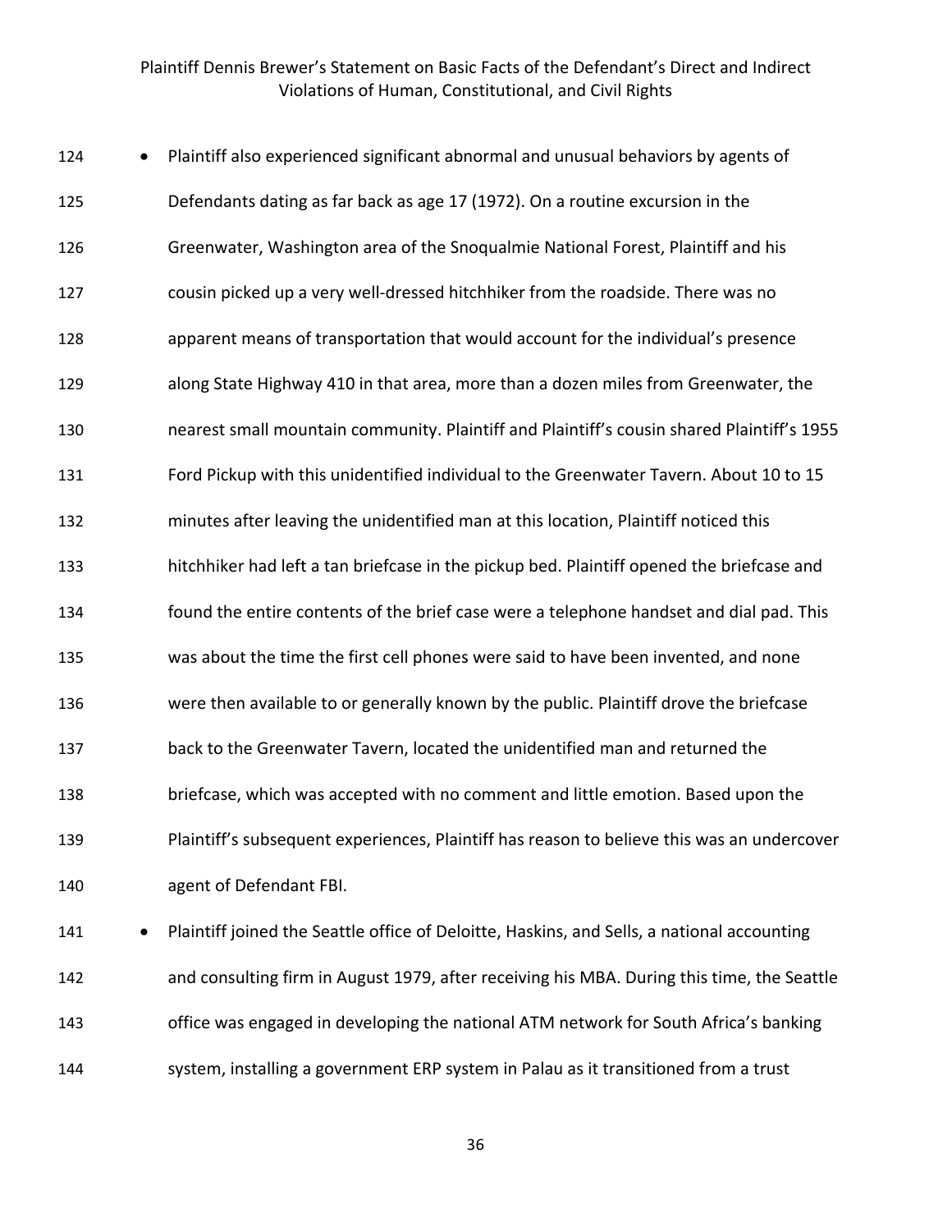- Plaintiff also experienced significant abnormal and unusual behaviors by agents of Defendants dating as far back as age 17 (1972). On a routine excursion in the Greenwater, Washington area of the Snoqualmie National Forest, Plaintiff and his cousin picked up a very well-dressed hitchhiker from the roadside. There was no apparent means of transportation that would account for the individual's presence along State Highway 410 in that area, more than a dozen miles from Greenwater, the nearest small mountain community. Plaintiff and Plaintiff's cousin shared Plaintiff's 1955 Ford Pickup with this unidentified individual to the Greenwater Tavern. About 10 to 15 minutes after leaving the unidentified man at this location, Plaintiff noticed this hitchhiker had left a tan briefcase in the pickup bed. Plaintiff opened the briefcase and found the entire contents of the brief case were a telephone handset and dial pad. This was about the time the first cell phones were said to have been invented, and none were then available to or generally known by the public. Plaintiff drove the briefcase back to the Greenwater Tavern, located the unidentified man and returned the briefcase, which was accepted with no comment and little emotion. Based upon the Plaintiff's subsequent experiences, Plaintiff has reason to believe this was an undercover agent of Defendant FBI.
- Plaintiff joined the Seattle office of Deloitte, Haskins, and Sells, a national accounting and consulting firm in August 1979, after receiving his MBA. During this time, the Seattle office was engaged in developing the national ATM network for South Africa's banking system, installing a government ERP system in Palau as it transitioned from a trust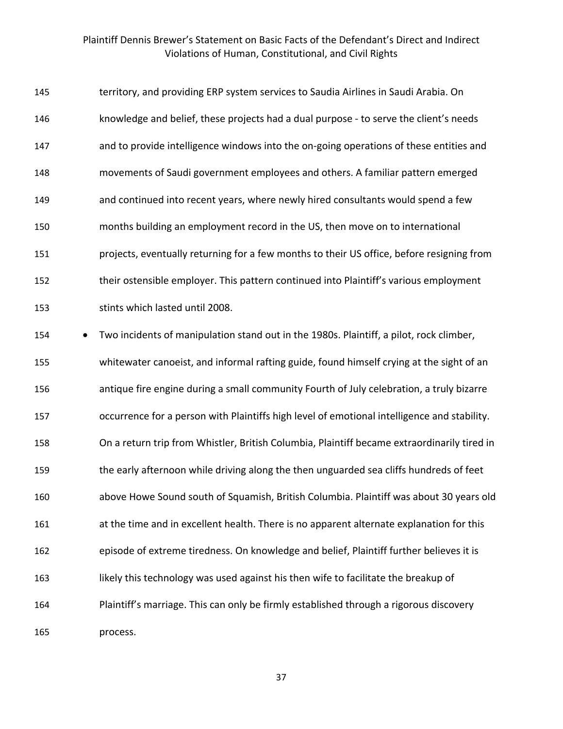territory, and providing ERP system services to Saudia Airlines in Saudi Arabia. On knowledge and belief, these projects had a dual purpose - to serve the client's needs and to provide intelligence windows into the on-going operations of these entities and movements of Saudi government employees and others. A familiar pattern emerged and continued into recent years, where newly hired consultants would spend a few months building an employment record in the US, then move on to international projects, eventually returning for a few months to their US office, before resigning from their ostensible employer. This pattern continued into Plaintiff's various employment stints which lasted until 2008.

- Two incidents of manipulation stand out in the 1980s. Plaintiff, a pilot, rock climber, whitewater canoeist, and informal rafting guide, found himself crying at the sight of an antique fire engine during a small community Fourth of July celebration, a truly bizarre occurrence for a person with Plaintiffs high level of emotional intelligence and stability. On a return trip from Whistler, British Columbia, Plaintiff became extraordinarily tired in the early afternoon while driving along the then unguarded sea cliffs hundreds of feet above Howe Sound south of Squamish, British Columbia. Plaintiff was about 30 years old at the time and in excellent health. There is no apparent alternate explanation for this episode of extreme tiredness. On knowledge and belief, Plaintiff further believes it is likely this technology was used against his then wife to facilitate the breakup of Plaintiff's marriage. This can only be firmly established through a rigorous discovery process.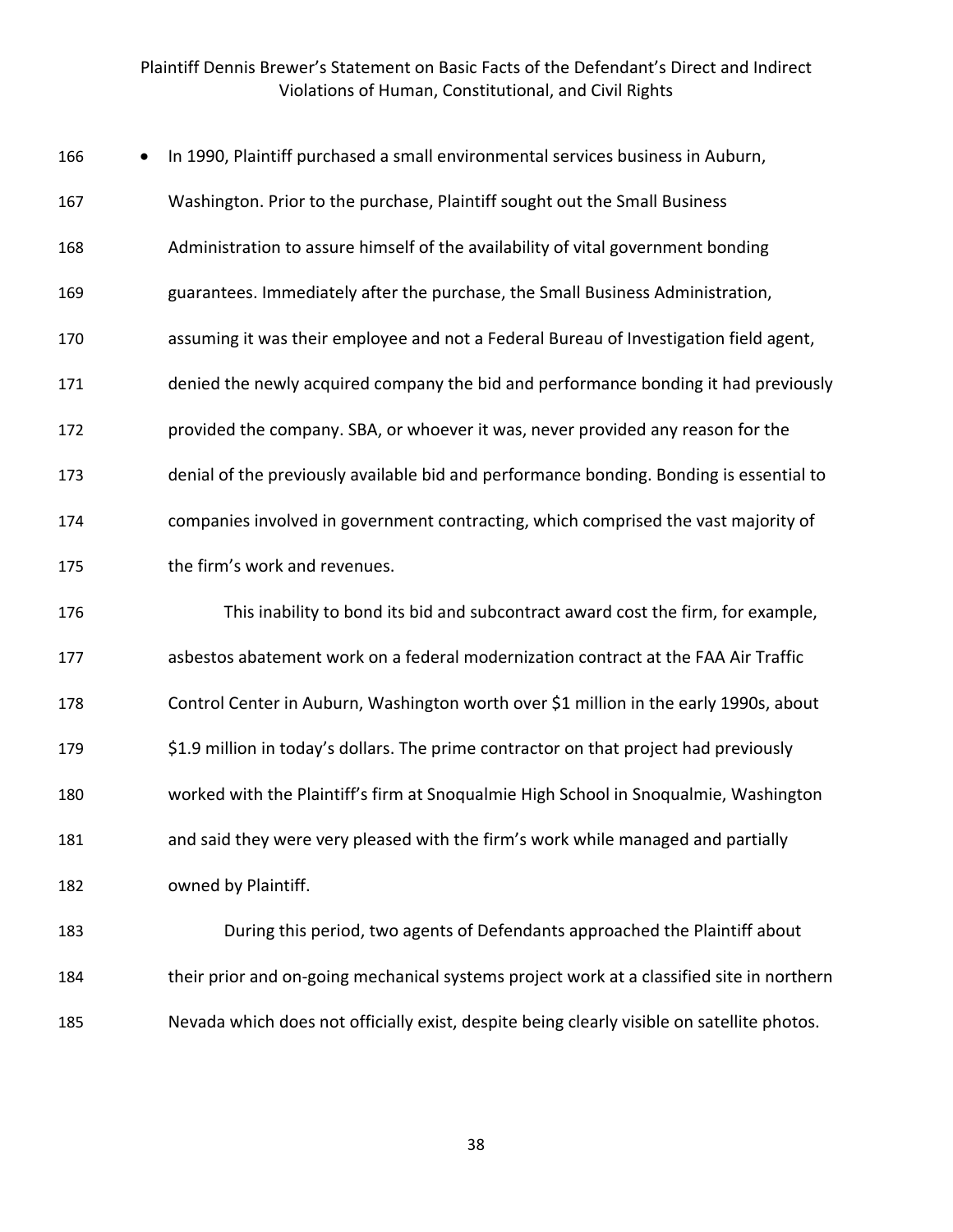- In 1990, Plaintiff purchased a small environmental services business in Auburn, Washington. Prior to the purchase, Plaintiff sought out the Small Business Administration to assure himself of the availability of vital government bonding guarantees. Immediately after the purchase, the Small Business Administration, assuming it was their employee and not a Federal Bureau of Investigation field agent, denied the newly acquired company the bid and performance bonding it had previously provided the company. SBA, or whoever it was, never provided any reason for the denial of the previously available bid and performance bonding. Bonding is essential to companies involved in government contracting, which comprised the vast majority of the firm's work and revenues.

  This inability to bond its bid and subcontract award cost the firm, for example, asbestos abatement work on a federal modernization contract at the FAA Air Traffic Control Center in Auburn, Washington worth over $1 million in the early 1990s, about $1.9 million in today's dollars. The prime contractor on that project had previously worked with the Plaintiff's firm at Snoqualmie High School in Snoqualmie, Washington and said they were very pleased with the firm's work while managed and partially owned by Plaintiff.

  During this period, two agents of Defendants approached the Plaintiff about their prior and on-going mechanical systems project work at a classified site in northern Nevada which does not officially exist, despite being clearly visible on satellite photos.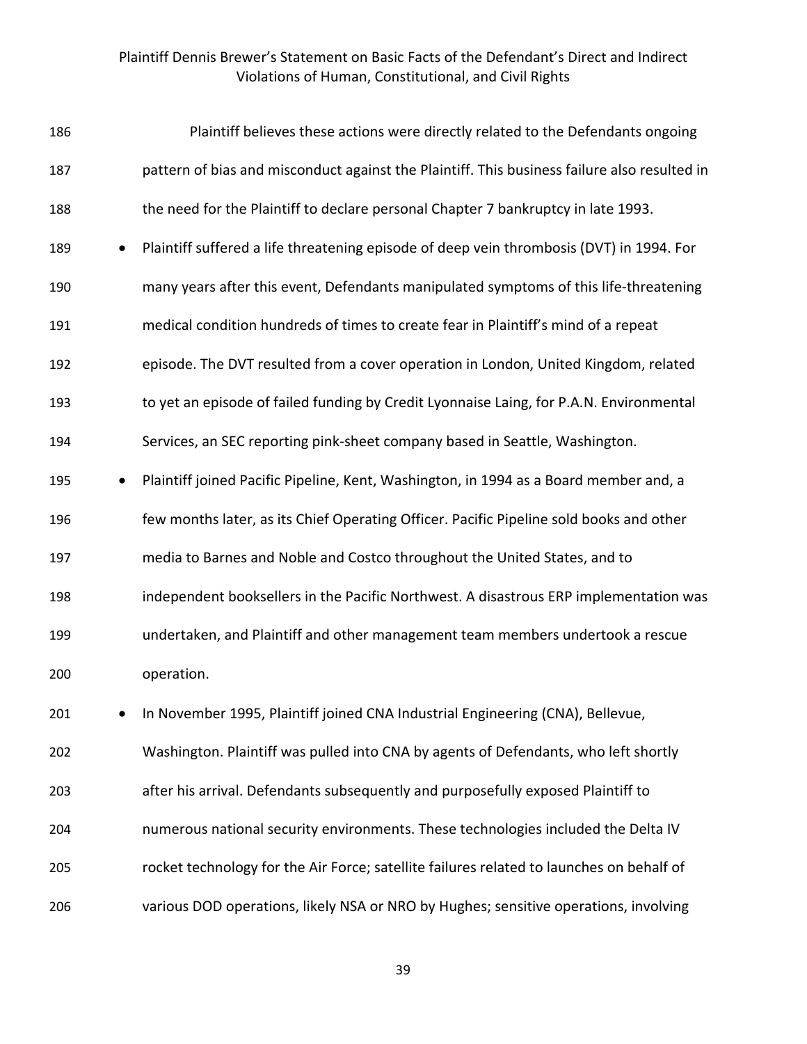Plaintiff believes these actions were directly related to the Defendants ongoing pattern of bias and misconduct against the Plaintiff. This business failure also resulted in the need for the Plaintiff to declare personal Chapter 7 bankruptcy in late 1993.

- Plaintiff suffered a life threatening episode of deep vein thrombosis (DVT) in 1994. For many years after this event, Defendants manipulated symptoms of this life-threatening medical condition hundreds of times to create fear in Plaintiff's mind of a repeat episode. The DVT resulted from a cover operation in London, United Kingdom, related to yet an episode of failed funding by Credit Lyonnaise Laing, for P.A.N. Environmental Services, an SEC reporting pink-sheet company based in Seattle, Washington.
- Plaintiff joined Pacific Pipeline, Kent, Washington, in 1994 as a Board member and, a few months later, as its Chief Operating Officer. Pacific Pipeline sold books and other media to Barnes and Noble and Costco throughout the United States, and to independent booksellers in the Pacific Northwest. A disastrous ERP implementation was undertaken, and Plaintiff and other management team members undertook a rescue operation.
- In November 1995, Plaintiff joined CNA Industrial Engineering (CNA), Bellevue, Washington. Plaintiff was pulled into CNA by agents of Defendants, who left shortly after his arrival. Defendants subsequently and purposefully exposed Plaintiff to numerous national security environments. These technologies included the Delta IV rocket technology for the Air Force; satellite failures related to launches on behalf of various DOD operations, likely NSA or NRO by Hughes; sensitive operations, involving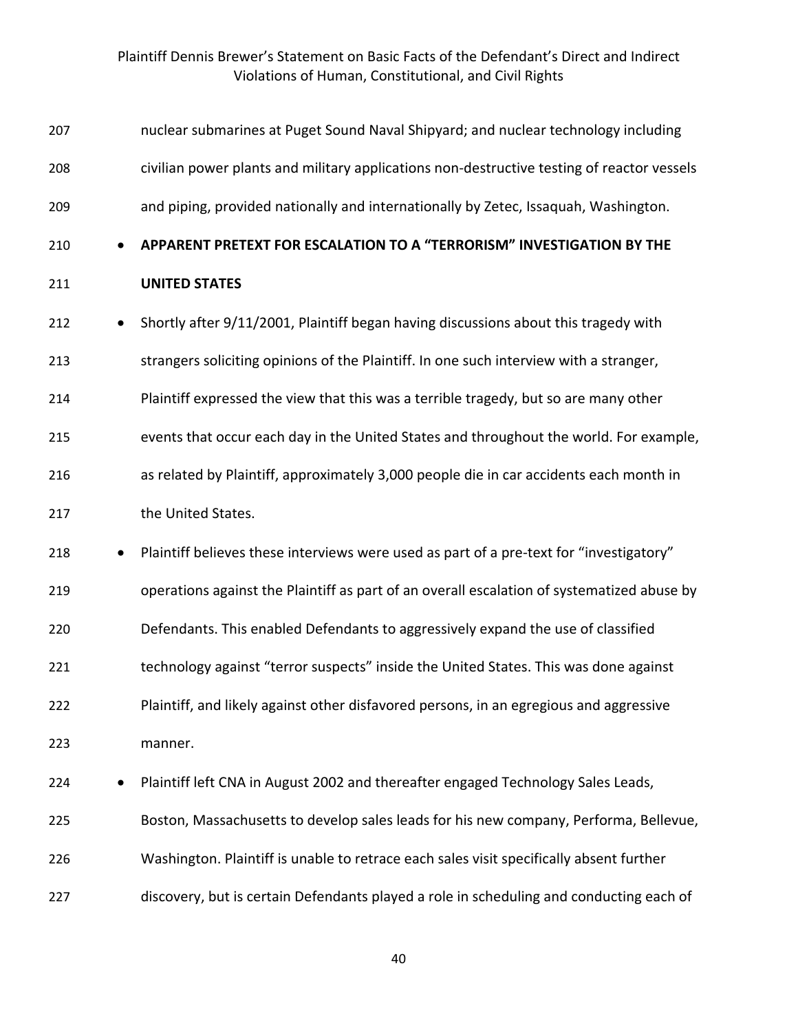nuclear submarines at Puget Sound Naval Shipyard; and nuclear technology including civilian power plants and military applications non-destructive testing of reactor vessels and piping, provided nationally and internationally by Zetec, Issaquah, Washington.

- **APPARENT PRETEXT FOR ESCALATION TO A "TERRORISM" INVESTIGATION BY THE UNITED STATES**
- Shortly after 9/11/2001, Plaintiff began having discussions about this tragedy with strangers soliciting opinions of the Plaintiff. In one such interview with a stranger, Plaintiff expressed the view that this was a terrible tragedy, but so are many other events that occur each day in the United States and throughout the world. For example, as related by Plaintiff, approximately 3,000 people die in car accidents each month in the United States.
- Plaintiff believes these interviews were used as part of a pre-text for "investigatory" operations against the Plaintiff as part of an overall escalation of systematized abuse by Defendants. This enabled Defendants to aggressively expand the use of classified technology against "terror suspects" inside the United States. This was done against Plaintiff, and likely against other disfavored persons, in an egregious and aggressive manner.
- Plaintiff left CNA in August 2002 and thereafter engaged Technology Sales Leads, Boston, Massachusetts to develop sales leads for his new company, Performa, Bellevue, Washington. Plaintiff is unable to retrace each sales visit specifically absent further discovery, but is certain Defendants played a role in scheduling and conducting each of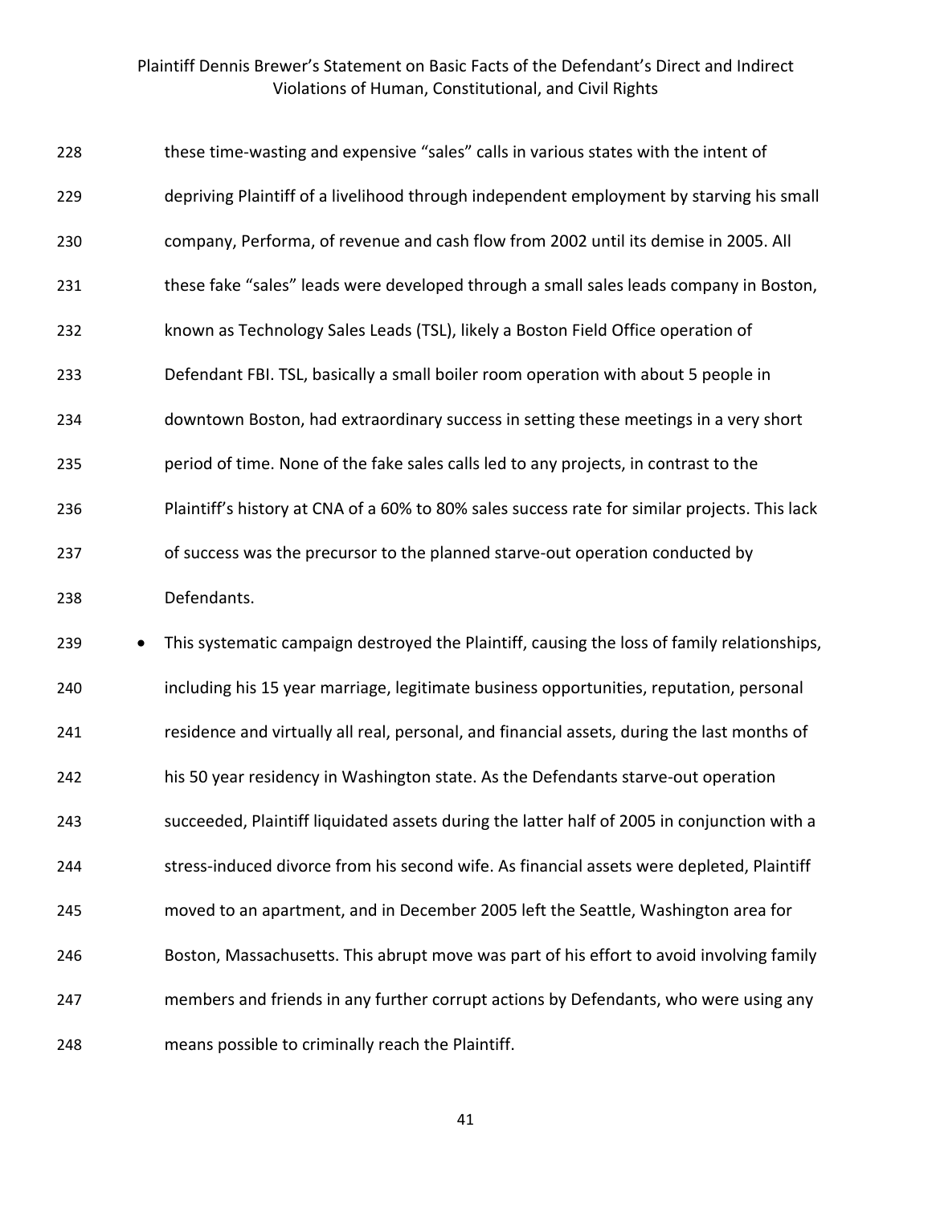these time-wasting and expensive "sales" calls in various states with the intent of depriving Plaintiff of a livelihood through independent employment by starving his small company, Performa, of revenue and cash flow from 2002 until its demise in 2005. All these fake "sales" leads were developed through a small sales leads company in Boston, known as Technology Sales Leads (TSL), likely a Boston Field Office operation of Defendant FBI. TSL, basically a small boiler room operation with about 5 people in downtown Boston, had extraordinary success in setting these meetings in a very short period of time. None of the fake sales calls led to any projects, in contrast to the Plaintiff's history at CNA of a 60% to 80% sales success rate for similar projects. This lack of success was the precursor to the planned starve-out operation conducted by Defendants.

- This systematic campaign destroyed the Plaintiff, causing the loss of family relationships, including his 15 year marriage, legitimate business opportunities, reputation, personal residence and virtually all real, personal, and financial assets, during the last months of his 50 year residency in Washington state. As the Defendants starve-out operation succeeded, Plaintiff liquidated assets during the latter half of 2005 in conjunction with a stress-induced divorce from his second wife. As financial assets were depleted, Plaintiff moved to an apartment, and in December 2005 left the Seattle, Washington area for Boston, Massachusetts. This abrupt move was part of his effort to avoid involving family members and friends in any further corrupt actions by Defendants, who were using any means possible to criminally reach the Plaintiff.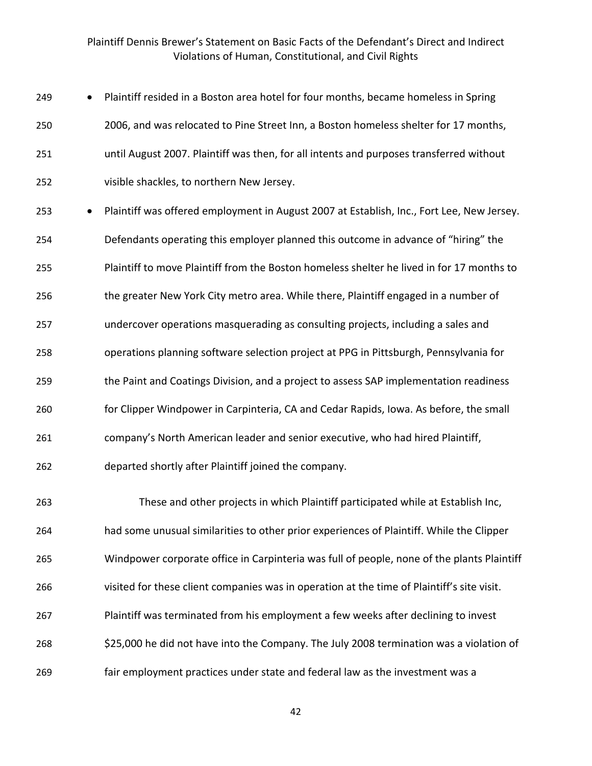- Plaintiff resided in a Boston area hotel for four months, became homeless in Spring 2006, and was relocated to Pine Street Inn, a Boston homeless shelter for 17 months, until August 2007. Plaintiff was then, for all intents and purposes transferred without visible shackles, to northern New Jersey.
- Plaintiff was offered employment in August 2007 at Establish, Inc., Fort Lee, New Jersey. Defendants operating this employer planned this outcome in advance of "hiring" the Plaintiff to move Plaintiff from the Boston homeless shelter he lived in for 17 months to the greater New York City metro area. While there, Plaintiff engaged in a number of undercover operations masquerading as consulting projects, including a sales and operations planning software selection project at PPG in Pittsburgh, Pennsylvania for the Paint and Coatings Division, and a project to assess SAP implementation readiness for Clipper Windpower in Carpinteria, CA and Cedar Rapids, Iowa. As before, the small company's North American leader and senior executive, who had hired Plaintiff, departed shortly after Plaintiff joined the company.

These and other projects in which Plaintiff participated while at Establish Inc, had some unusual similarities to other prior experiences of Plaintiff. While the Clipper Windpower corporate office in Carpinteria was full of people, none of the plants Plaintiff visited for these client companies was in operation at the time of Plaintiff's site visit. Plaintiff was terminated from his employment a few weeks after declining to invest $25,000 he did not have into the Company. The July 2008 termination was a violation of fair employment practices under state and federal law as the investment was a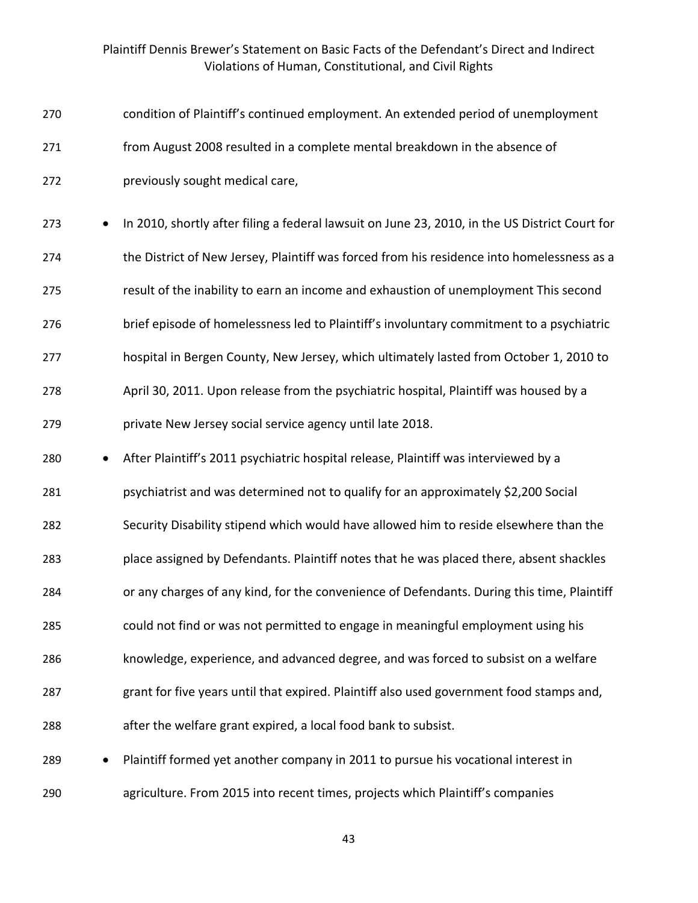condition of Plaintiff's continued employment. An extended period of unemployment from August 2008 resulted in a complete mental breakdown in the absence of previously sought medical care,

- In 2010, shortly after filing a federal lawsuit on June 23, 2010, in the US District Court for the District of New Jersey, Plaintiff was forced from his residence into homelessness as a result of the inability to earn an income and exhaustion of unemployment This second brief episode of homelessness led to Plaintiff's involuntary commitment to a psychiatric hospital in Bergen County, New Jersey, which ultimately lasted from October 1, 2010 to April 30, 2011. Upon release from the psychiatric hospital, Plaintiff was housed by a private New Jersey social service agency until late 2018.
- After Plaintiff's 2011 psychiatric hospital release, Plaintiff was interviewed by a psychiatrist and was determined not to qualify for an approximately $2,200 Social Security Disability stipend which would have allowed him to reside elsewhere than the place assigned by Defendants. Plaintiff notes that he was placed there, absent shackles or any charges of any kind, for the convenience of Defendants. During this time, Plaintiff could not find or was not permitted to engage in meaningful employment using his knowledge, experience, and advanced degree, and was forced to subsist on a welfare grant for five years until that expired. Plaintiff also used government food stamps and, after the welfare grant expired, a local food bank to subsist.
- Plaintiff formed yet another company in 2011 to pursue his vocational interest in agriculture. From 2015 into recent times, projects which Plaintiff's companies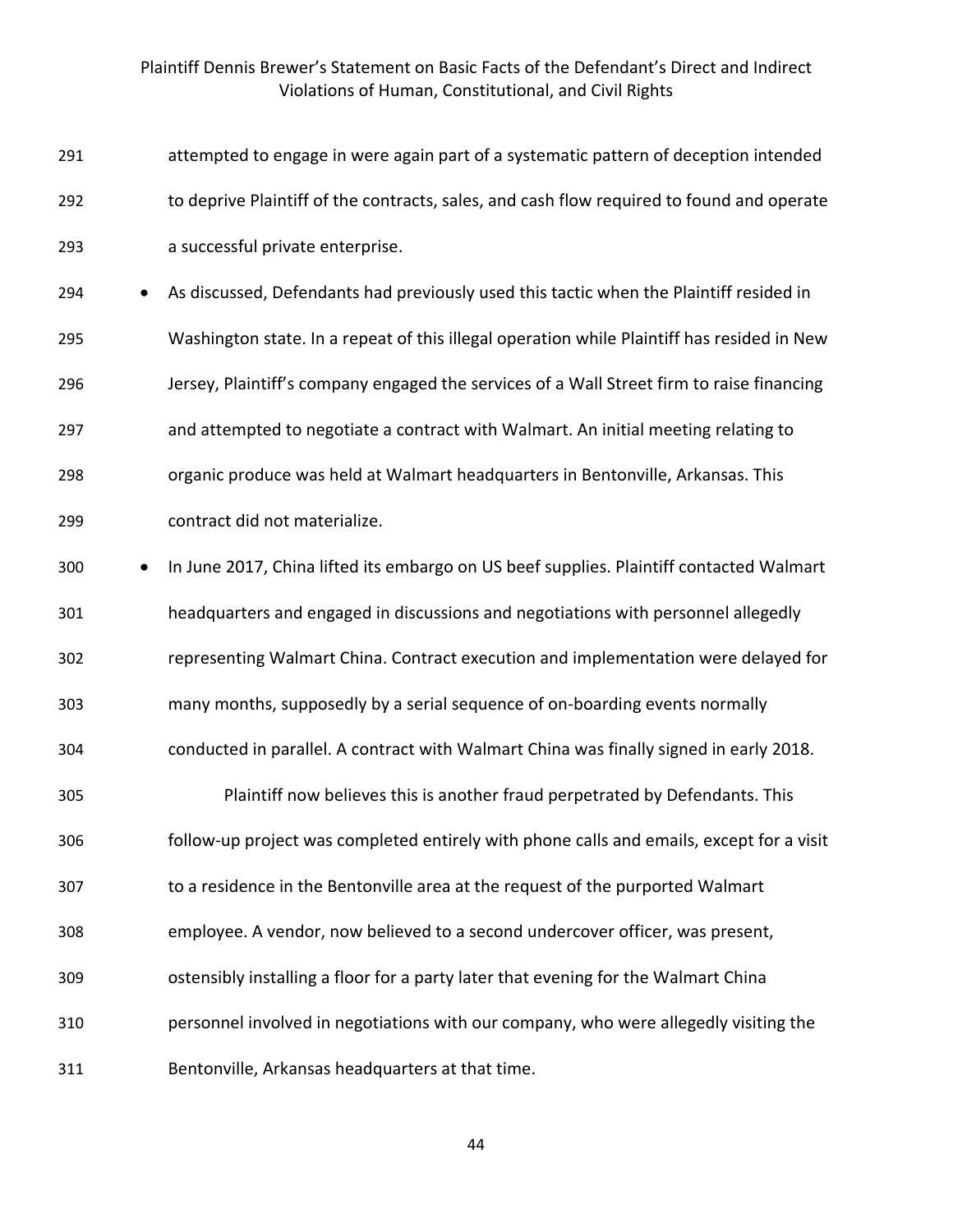attempted to engage in were again part of a systematic pattern of deception intended to deprive Plaintiff of the contracts, sales, and cash flow required to found and operate a successful private enterprise.

- As discussed, Defendants had previously used this tactic when the Plaintiff resided in Washington state. In a repeat of this illegal operation while Plaintiff has resided in New Jersey, Plaintiff's company engaged the services of a Wall Street firm to raise financing and attempted to negotiate a contract with Walmart. An initial meeting relating to organic produce was held at Walmart headquarters in Bentonville, Arkansas. This contract did not materialize.
- In June 2017, China lifted its embargo on US beef supplies. Plaintiff contacted Walmart headquarters and engaged in discussions and negotiations with personnel allegedly representing Walmart China. Contract execution and implementation were delayed for many months, supposedly by a serial sequence of on-boarding events normally conducted in parallel. A contract with Walmart China was finally signed in early 2018.

  Plaintiff now believes this is another fraud perpetrated by Defendants. This follow-up project was completed entirely with phone calls and emails, except for a visit to a residence in the Bentonville area at the request of the purported Walmart employee. A vendor, now believed to a second undercover officer, was present, ostensibly installing a floor for a party later that evening for the Walmart China personnel involved in negotiations with our company, who were allegedly visiting the Bentonville, Arkansas headquarters at that time.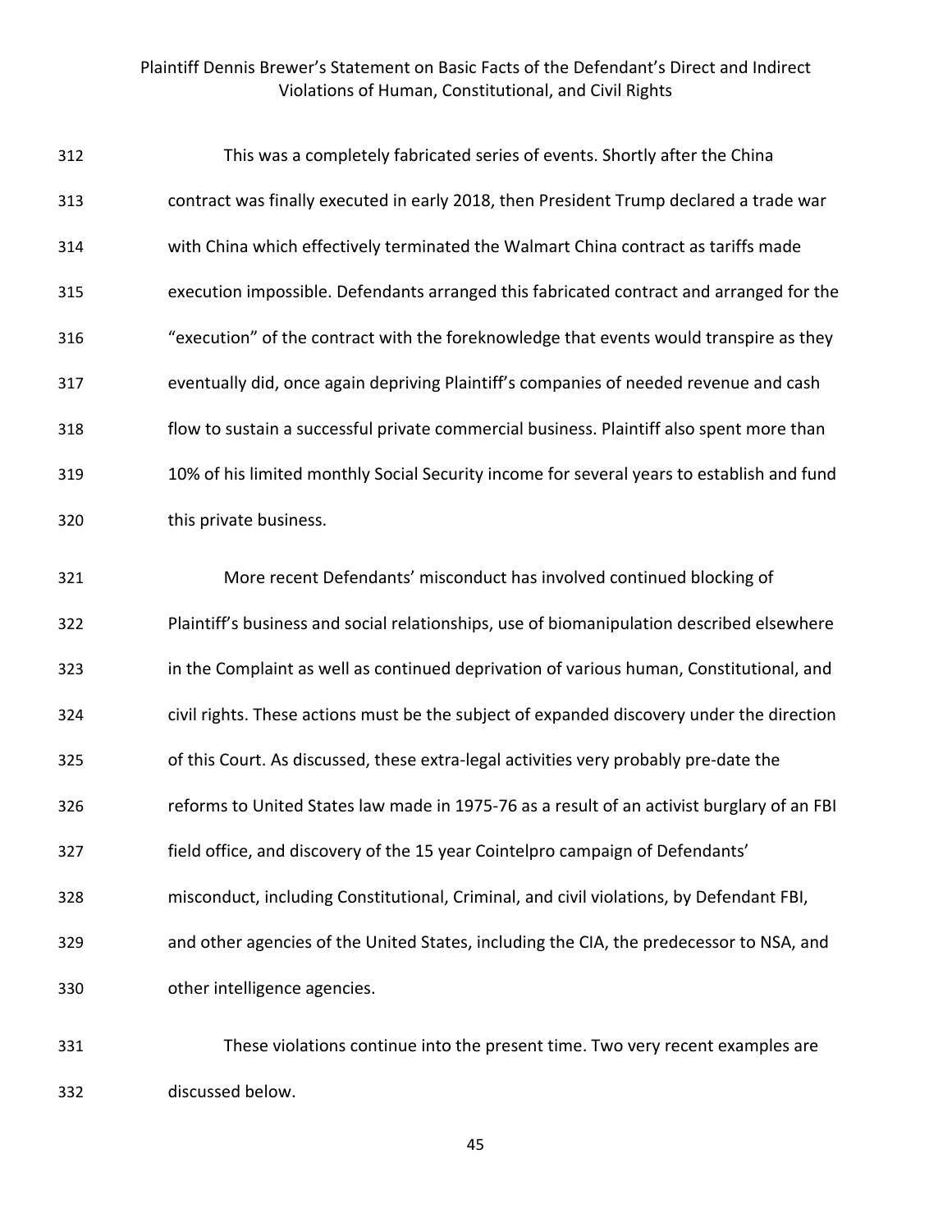This was a completely fabricated series of events. Shortly after the China contract was finally executed in early 2018, then President Trump declared a trade war with China which effectively terminated the Walmart China contract as tariffs made execution impossible. Defendants arranged this fabricated contract and arranged for the "execution" of the contract with the foreknowledge that events would transpire as they eventually did, once again depriving Plaintiff's companies of needed revenue and cash flow to sustain a successful private commercial business. Plaintiff also spent more than 10% of his limited monthly Social Security income for several years to establish and fund this private business.

More recent Defendants' misconduct has involved continued blocking of Plaintiff's business and social relationships, use of biomanipulation described elsewhere in the Complaint as well as continued deprivation of various human, Constitutional, and civil rights. These actions must be the subject of expanded discovery under the direction of this Court. As discussed, these extra-legal activities very probably pre-date the reforms to United States law made in 1975-76 as a result of an activist burglary of an FBI field office, and discovery of the 15 year Cointelpro campaign of Defendants' misconduct, including Constitutional, Criminal, and civil violations, by Defendant FBI, and other agencies of the United States, including the CIA, the predecessor to NSA, and other intelligence agencies.

These violations continue into the present time. Two very recent examples are discussed below.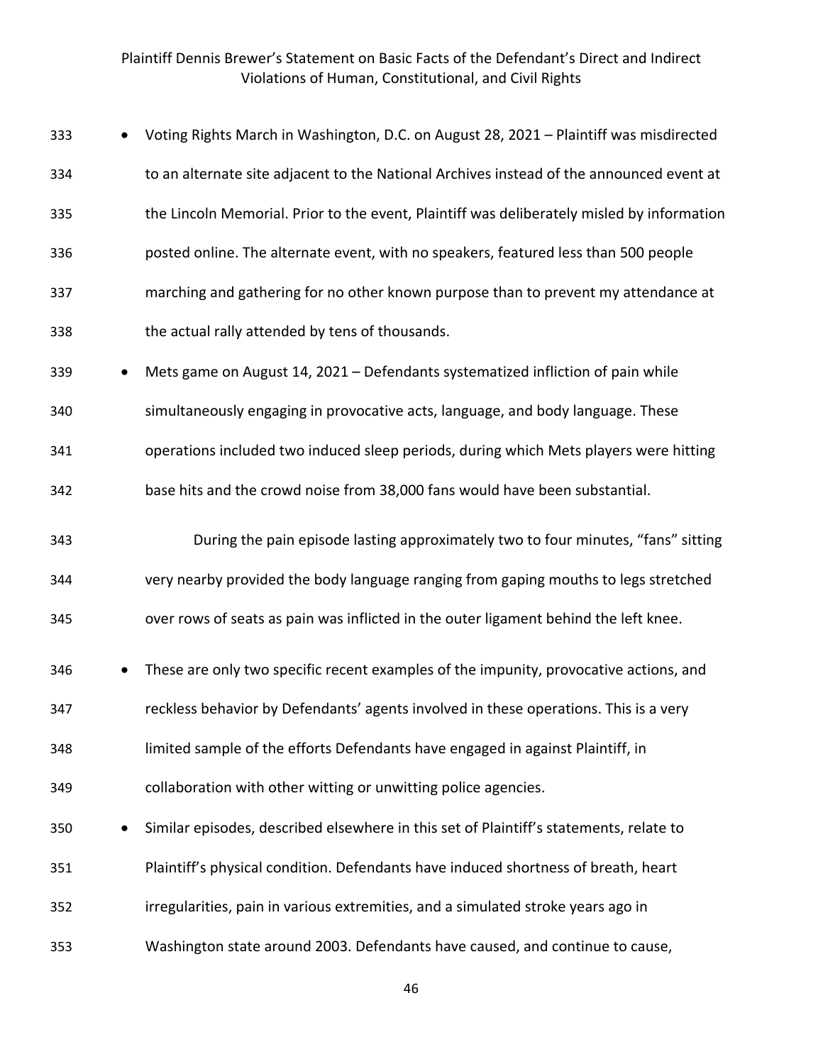- Voting Rights March in Washington, D.C. on August 28, 2021 – Plaintiff was misdirected to an alternate site adjacent to the National Archives instead of the announced event at the Lincoln Memorial. Prior to the event, Plaintiff was deliberately misled by information posted online. The alternate event, with no speakers, featured less than 500 people marching and gathering for no other known purpose than to prevent my attendance at the actual rally attended by tens of thousands.
- Mets game on August 14, 2021 – Defendants systematized infliction of pain while simultaneously engaging in provocative acts, language, and body language. These operations included two induced sleep periods, during which Mets players were hitting base hits and the crowd noise from 38,000 fans would have been substantial.

  During the pain episode lasting approximately two to four minutes, "fans" sitting very nearby provided the body language ranging from gaping mouths to legs stretched over rows of seats as pain was inflicted in the outer ligament behind the left knee.
- These are only two specific recent examples of the impunity, provocative actions, and reckless behavior by Defendants' agents involved in these operations. This is a very limited sample of the efforts Defendants have engaged in against Plaintiff, in collaboration with other witting or unwitting police agencies.
- Similar episodes, described elsewhere in this set of Plaintiff's statements, relate to Plaintiff's physical condition. Defendants have induced shortness of breath, heart irregularities, pain in various extremities, and a simulated stroke years ago in Washington state around 2003. Defendants have caused, and continue to cause,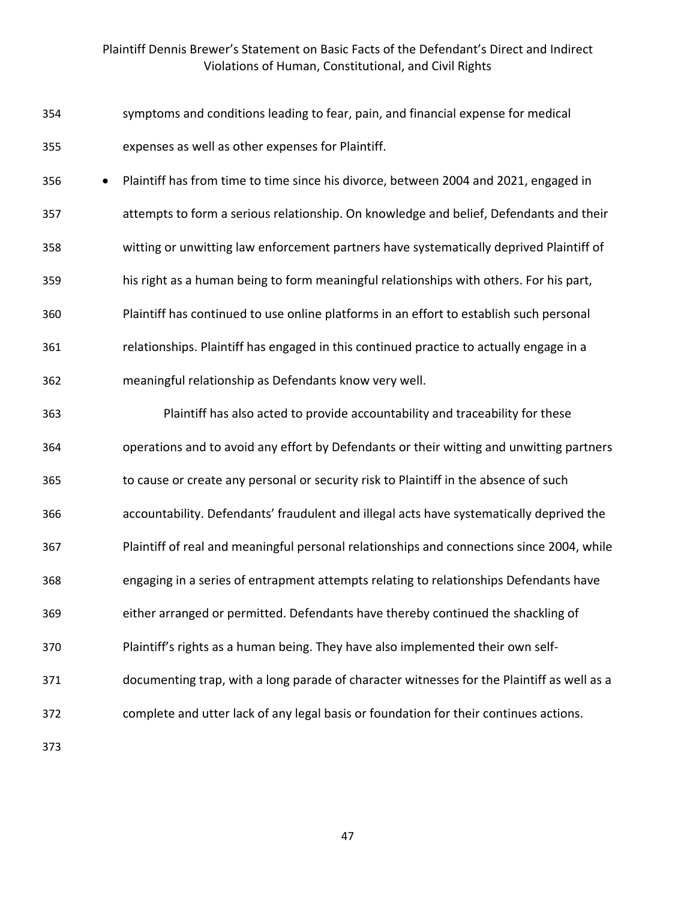symptoms and conditions leading to fear, pain, and financial expense for medical expenses as well as other expenses for Plaintiff.

- Plaintiff has from time to time since his divorce, between 2004 and 2021, engaged in attempts to form a serious relationship. On knowledge and belief, Defendants and their witting or unwitting law enforcement partners have systematically deprived Plaintiff of his right as a human being to form meaningful relationships with others. For his part, Plaintiff has continued to use online platforms in an effort to establish such personal relationships. Plaintiff has engaged in this continued practice to actually engage in a meaningful relationship as Defendants know very well.

    Plaintiff has also acted to provide accountability and traceability for these operations and to avoid any effort by Defendants or their witting and unwitting partners to cause or create any personal or security risk to Plaintiff in the absence of such accountability. Defendants' fraudulent and illegal acts have systematically deprived the Plaintiff of real and meaningful personal relationships and connections since 2004, while engaging in a series of entrapment attempts relating to relationships Defendants have either arranged or permitted. Defendants have thereby continued the shackling of Plaintiff's rights as a human being. They have also implemented their own self-documenting trap, with a long parade of character witnesses for the Plaintiff as well as a complete and utter lack of any legal basis or foundation for their continues actions.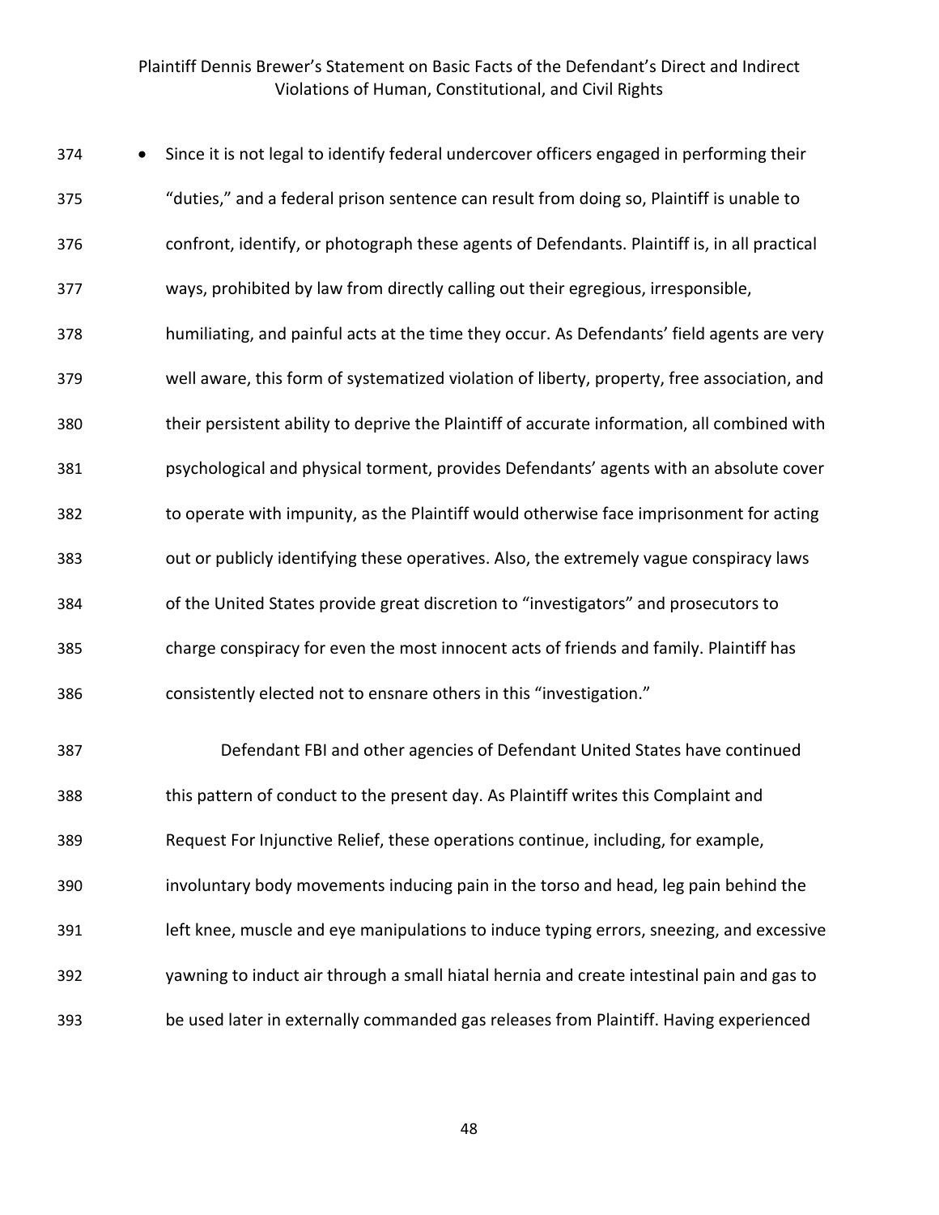- Since it is not legal to identify federal undercover officers engaged in performing their "duties," and a federal prison sentence can result from doing so, Plaintiff is unable to confront, identify, or photograph these agents of Defendants. Plaintiff is, in all practical ways, prohibited by law from directly calling out their egregious, irresponsible, humiliating, and painful acts at the time they occur. As Defendants' field agents are very well aware, this form of systematized violation of liberty, property, free association, and their persistent ability to deprive the Plaintiff of accurate information, all combined with psychological and physical torment, provides Defendants' agents with an absolute cover to operate with impunity, as the Plaintiff would otherwise face imprisonment for acting out or publicly identifying these operatives. Also, the extremely vague conspiracy laws of the United States provide great discretion to "investigators" and prosecutors to charge conspiracy for even the most innocent acts of friends and family. Plaintiff has consistently elected not to ensnare others in this "investigation."

Defendant FBI and other agencies of Defendant United States have continued this pattern of conduct to the present day. As Plaintiff writes this Complaint and Request For Injunctive Relief, these operations continue, including, for example, involuntary body movements inducing pain in the torso and head, leg pain behind the left knee, muscle and eye manipulations to induce typing errors, sneezing, and excessive yawning to induct air through a small hiatal hernia and create intestinal pain and gas to be used later in externally commanded gas releases from Plaintiff. Having experienced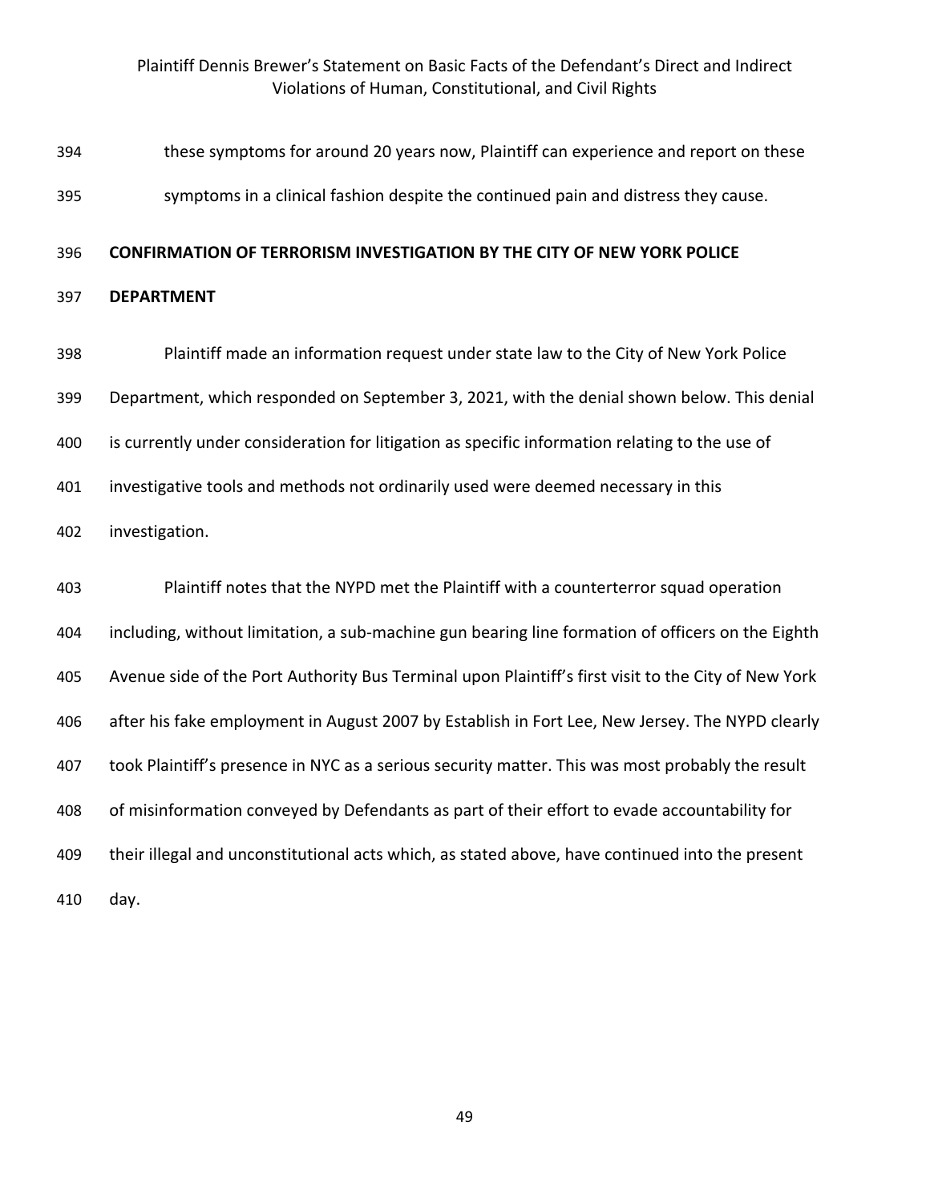these symptoms for around 20 years now, Plaintiff can experience and report on these symptoms in a clinical fashion despite the continued pain and distress they cause.

## CONFIRMATION OF TERRORISM INVESTIGATION BY THE CITY OF NEW YORK POLICE DEPARTMENT

Plaintiff made an information request under state law to the City of New York Police Department, which responded on September 3, 2021, with the denial shown below. This denial is currently under consideration for litigation as specific information relating to the use of investigative tools and methods not ordinarily used were deemed necessary in this investigation.

Plaintiff notes that the NYPD met the Plaintiff with a counterterror squad operation including, without limitation, a sub-machine gun bearing line formation of officers on the Eighth Avenue side of the Port Authority Bus Terminal upon Plaintiff's first visit to the City of New York after his fake employment in August 2007 by Establish in Fort Lee, New Jersey. The NYPD clearly took Plaintiff's presence in NYC as a serious security matter. This was most probably the result of misinformation conveyed by Defendants as part of their effort to evade accountability for their illegal and unconstitutional acts which, as stated above, have continued into the present day.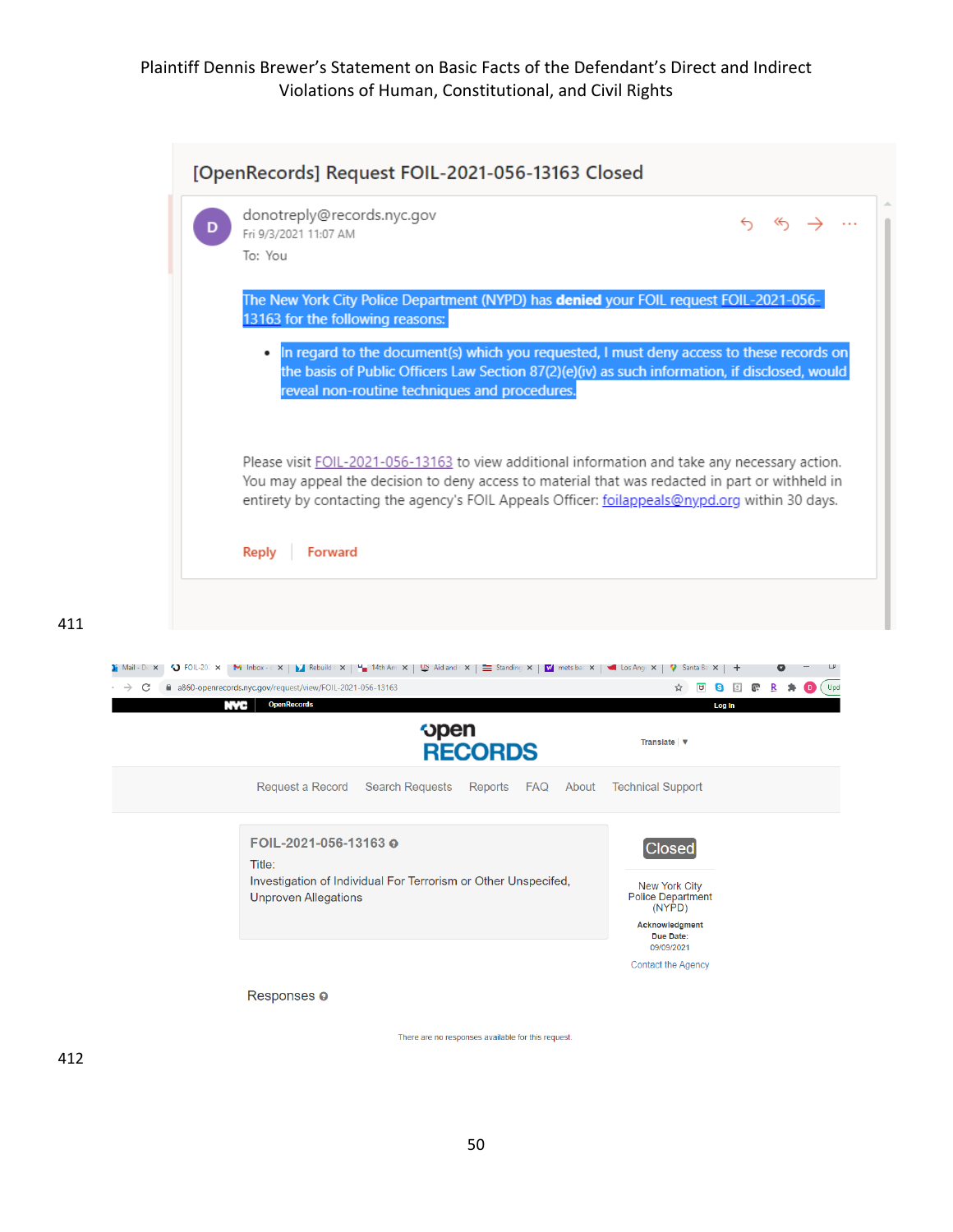# [OpenRecords] Request FOIL-2021-056-13163 Closed

donotreply@records.nyc.gov
Fri 9/3/2021 11:07 AM
To: You

The New York City Police Department (NYPD) has **denied** your FOIL request FOIL-2021-056-13163 for the following reasons:

- In regard to the document(s) which you requested, I must deny access to these records on the basis of Public Officers Law Section 87(2)(e)(iv) as such information, if disclosed, would reveal non-routine techniques and procedures.

Please visit FOIL-2021-056-13163 to view additional information and take any necessary action. You may appeal the decision to deny access to material that was redacted in part or withheld in entirety by contacting the agency's FOIL Appeals Officer: foilappeals@nypd.org within 30 days.

Reply | Forward

411

a860-openrecords.nyc.gov/request/view/FOIL-2021-056-13163

NYC OpenRecords Log In

open RECORDS

Translate ▼

Request a Record | Search Requests | Reports | FAQ | About | Technical Support

**FOIL-2021-056-13163**

Title:
Investigation of Individual For Terrorism or Other Unspecifed, Unproven Allegations

Closed

New York City Police Department (NYPD)

Acknowledgment Due Date: 09/09/2021

Contact the Agency

Responses

There are no responses available for this request.

412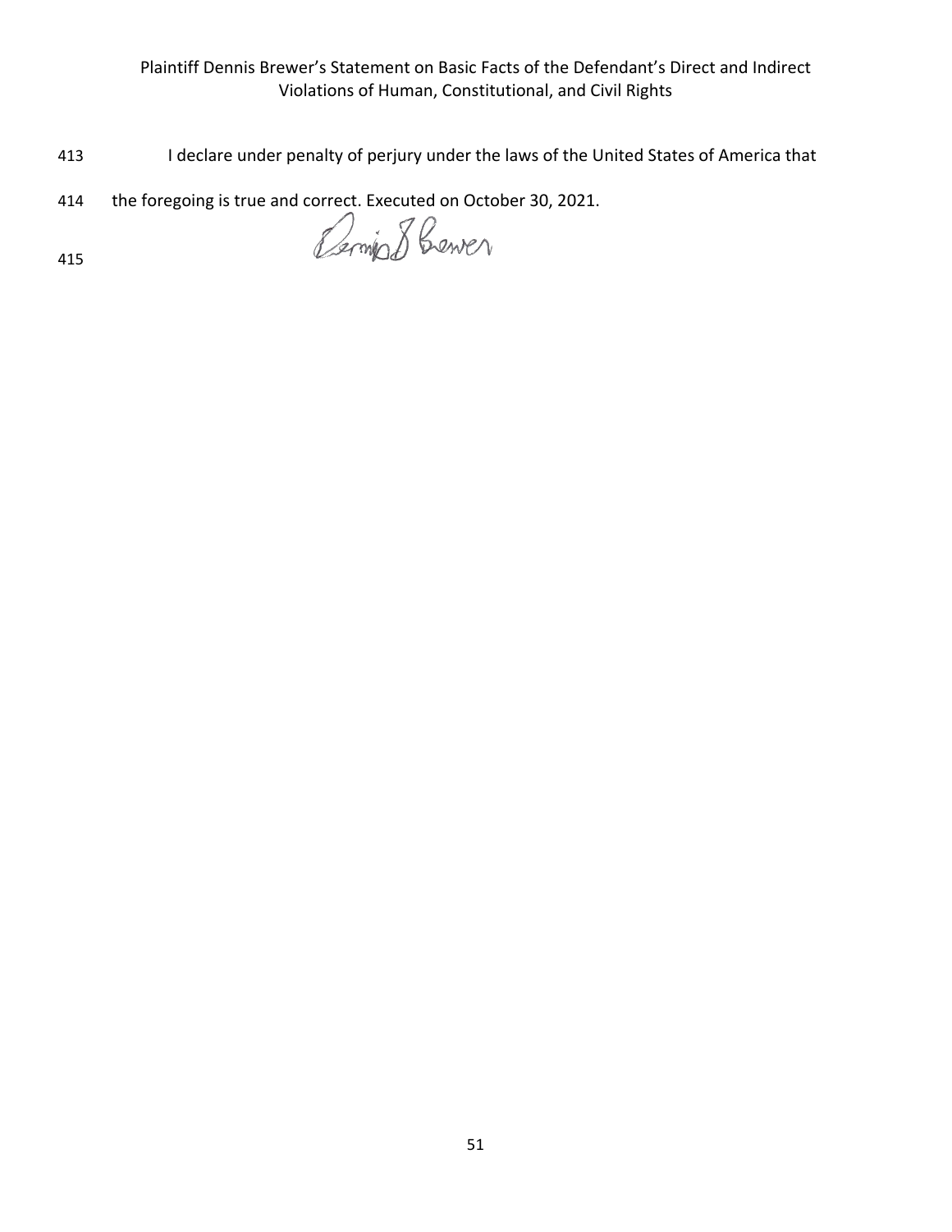413 I declare under penalty of perjury under the laws of the United States of America that

414 the foregoing is true and correct. Executed on October 30, 2021.

415 Dennis B Brewer